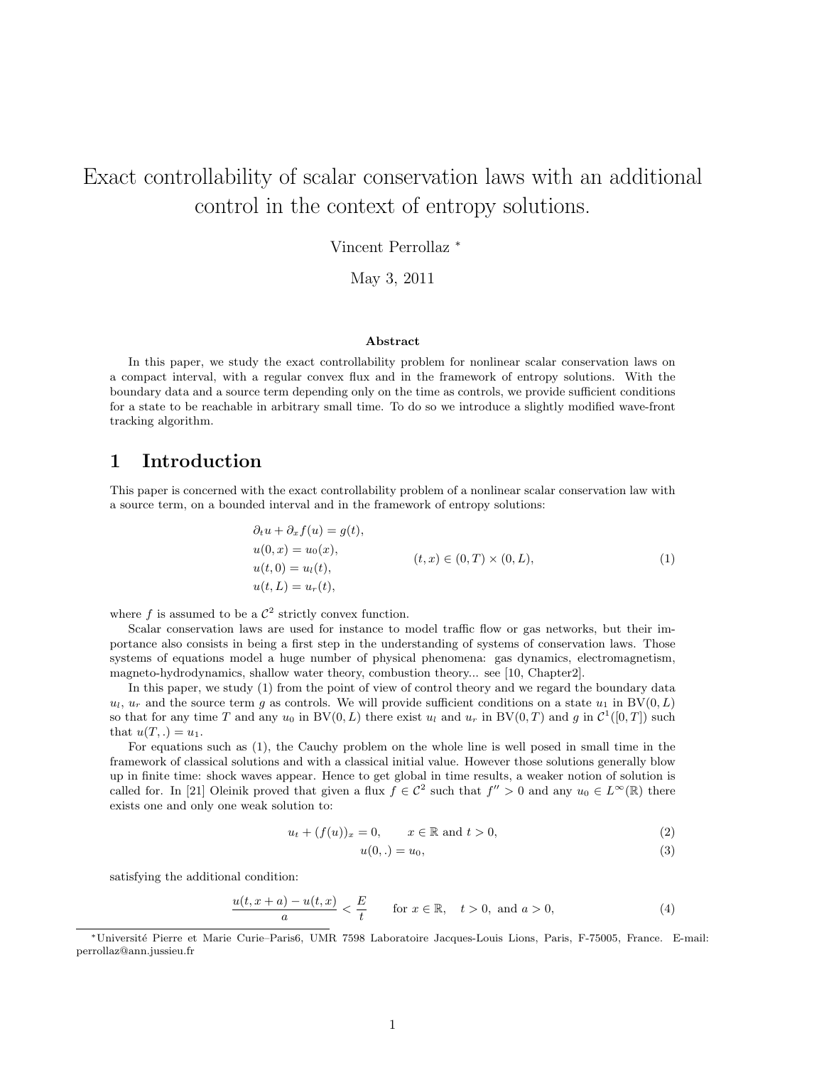# Exact controllability of scalar conservation laws with an additional control in the context of entropy solutions.

Vincent Perrollaz *

May 3, 2011

### Abstract

In this paper, we study the exact controllability problem for nonlinear scalar conservation laws on a compact interval, with a regular convex flux and in the framework of entropy solutions. With the boundary data and a source term depending only on the time as controls, we provide sufficient conditions for a state to be reachable in arbitrary small time. To do so we introduce a slightly modified wave-front tracking algorithm.

## 1 Introduction

This paper is concerned with the exact controllability problem of a nonlinear scalar conservation law with a source term, on a bounded interval and in the framework of entropy solutions:

$$
\begin{aligned}
&\partial_t u + \partial_x f(u) = g(t), \\
&u(0,x) = u_0(x), \\
&u(t,0) = u_l(t), \\
&u(t,L) = u_r(t),
\end{aligned}
\qquad (t,x) \in (0,T) \times (0,L), \tag{1}
$$

where $f$ is assumed to be a $\mathcal{C}^2$ strictly convex function.

Scalar conservation laws are used for instance to model traffic flow or gas networks, but their importance also consists in being a first step in the understanding of systems of conservation laws. Those systems of equations model a huge number of physical phenomena: gas dynamics, electromagnetism, magneto-hydrodynamics, shallow water theory, combustion theory... see [10, Chapter2].

In this paper, we study (1) from the point of view of control theory and we regard the boundary data $u_l$, $u_r$ and the source term $g$ as controls. We will provide sufficient conditions on a state $u_1$ in $\mathrm{BV}(0,L)$ so that for any time $T$ and any $u_0$ in $\mathrm{BV}(0,L)$ there exist $u_l$ and $u_r$ in $\mathrm{BV}(0,T)$ and $g$ in $\mathcal{C}^1([0,T])$ such that $u(T,.) = u_1$.

For equations such as (1), the Cauchy problem on the whole line is well posed in small time in the framework of classical solutions and with a classical initial value. However those solutions generally blow up in finite time: shock waves appear. Hence to get global in time results, a weaker notion of solution is called for. In [21] Oleinik proved that given a flux $f \in \mathcal{C}^2$ such that $f'' > 0$ and any $u_0 \in L^\infty(\mathbb{R})$ there exists one and only one weak solution to:

$$
u_t + (f(u))_x = 0, \qquad x \in \mathbb{R} \text{ and } t > 0, \tag{2}
$$

$$
u(0,.) = u_0, \tag{3}
$$

satisfying the additional condition:

$$
\frac{u(t,x+a) - u(t,x)}{a} < \frac{E}{t} \qquad \text{for } x \in \mathbb{R}, \quad t > 0, \text{ and } a > 0, \tag{4}
$$

*Université Pierre et Marie Curie–Paris6, UMR 7598 Laboratoire Jacques-Louis Lions, Paris, F-75005, France. E-mail: perrollaz@ann.jussieu.fr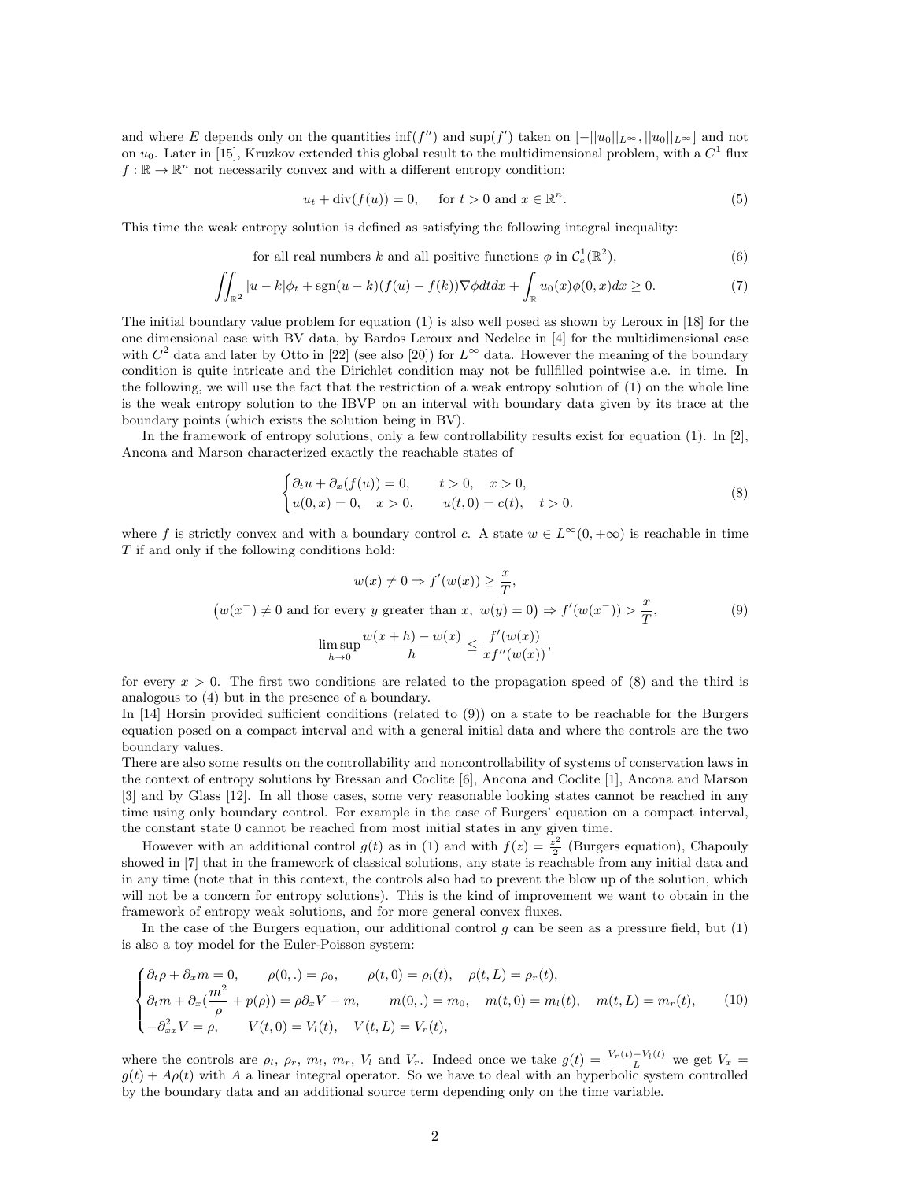and where $E$ depends only on the quantities $\inf(f'')$ and $\sup(f')$ taken on $[-||u_0||_{L^\infty}, ||u_0||_{L^\infty}]$ and not on $u_0$. Later in [15], Kruzkov extended this global result to the multidimensional problem, with a $C^1$ flux $f : \mathbb{R} \to \mathbb{R}^n$ not necessarily convex and with a different entropy condition:

$$u_t + \text{div}(f(u)) = 0, \quad \text{for } t > 0 \text{ and } x \in \mathbb{R}^n. \tag{5}$$

This time the weak entropy solution is defined as satisfying the following integral inequality:

$$\text{for all real numbers } k \text{ and all positive functions } \phi \text{ in } \mathcal{C}_c^1(\mathbb{R}^2), \tag{6}$$

$$\iint_{\mathbb{R}^2} |u-k|\phi_t + \text{sgn}(u-k)(f(u)-f(k))\nabla\phi dt dx + \int_{\mathbb{R}} u_0(x)\phi(0,x)dx \geq 0. \tag{7}$$

The initial boundary value problem for equation (1) is also well posed as shown by Leroux in [18] for the one dimensional case with BV data, by Bardos Leroux and Nedelec in [4] for the multidimensional case with $C^2$ data and later by Otto in [22] (see also [20]) for $L^\infty$ data. However the meaning of the boundary condition is quite intricate and the Dirichlet condition may not be fullfilled pointwise a.e. in time. In the following, we will use the fact that the restriction of a weak entropy solution of (1) on the whole line is the weak entropy solution to the IBVP on an interval with boundary data given by its trace at the boundary points (which exists the solution being in BV).

In the framework of entropy solutions, only a few controllability results exist for equation (1). In [2], Ancona and Marson characterized exactly the reachable states of

$$\begin{cases} \partial_t u + \partial_x(f(u)) = 0, & t > 0, \quad x > 0, \\ u(0,x) = 0, \quad x > 0, & u(t,0) = c(t), \quad t > 0. \end{cases} \tag{8}$$

where $f$ is strictly convex and with a boundary control $c$. A state $w \in L^\infty(0, +\infty)$ is reachable in time $T$ if and only if the following conditions hold:

$$\begin{gathered} w(x) \neq 0 \Rightarrow f'(w(x)) \geq \frac{x}{T}, \\ \big(w(x^-) \neq 0 \text{ and for every } y \text{ greater than } x,\ w(y) = 0\big) \Rightarrow f'(w(x^-)) > \frac{x}{T}, \\ \limsup_{h\to 0} \frac{w(x+h) - w(x)}{h} \leq \frac{f'(w(x))}{x f''(w(x))}, \end{gathered} \tag{9}$$

for every $x > 0$. The first two conditions are related to the propagation speed of (8) and the third is analogous to (4) but in the presence of a boundary.

In [14] Horsin provided sufficient conditions (related to (9)) on a state to be reachable for the Burgers equation posed on a compact interval and with a general initial data and where the controls are the two boundary values.

There are also some results on the controllability and noncontrollability of systems of conservation laws in the context of entropy solutions by Bressan and Coclite [6], Ancona and Coclite [1], Ancona and Marson [3] and by Glass [12]. In all those cases, some very reasonable looking states cannot be reached in any time using only boundary control. For example in the case of Burgers' equation on a compact interval, the constant state 0 cannot be reached from most initial states in any given time.

However with an additional control $g(t)$ as in (1) and with $f(z) = \frac{z^2}{2}$ (Burgers equation), Chapouly showed in [7] that in the framework of classical solutions, any state is reachable from any initial data and in any time (note that in this context, the controls also had to prevent the blow up of the solution, which will not be a concern for entropy solutions). This is the kind of improvement we want to obtain in the framework of entropy weak solutions, and for more general convex fluxes.

In the case of the Burgers equation, our additional control $g$ can be seen as a pressure field, but (1) is also a toy model for the Euler-Poisson system:

$$\begin{cases} \partial_t \rho + \partial_x m = 0, \quad \rho(0,.) = \rho_0, \quad \rho(t,0) = \rho_l(t), \quad \rho(t,L) = \rho_r(t), \\ \partial_t m + \partial_x(\dfrac{m^2}{\rho} + p(\rho)) = \rho \partial_x V - m, \quad m(0,.) = m_0, \quad m(t,0) = m_l(t), \quad m(t,L) = m_r(t), \\ -\partial^2_{xx} V = \rho, \quad V(t,0) = V_l(t), \quad V(t,L) = V_r(t), \end{cases} \tag{10}$$

where the controls are $\rho_l$, $\rho_r$, $m_l$, $m_r$, $V_l$ and $V_r$. Indeed once we take $g(t) = \frac{V_r(t) - V_l(t)}{L}$ we get $V_x = g(t) + A\rho(t)$ with $A$ a linear integral operator. So we have to deal with an hyperbolic system controlled by the boundary data and an additional source term depending only on the time variable.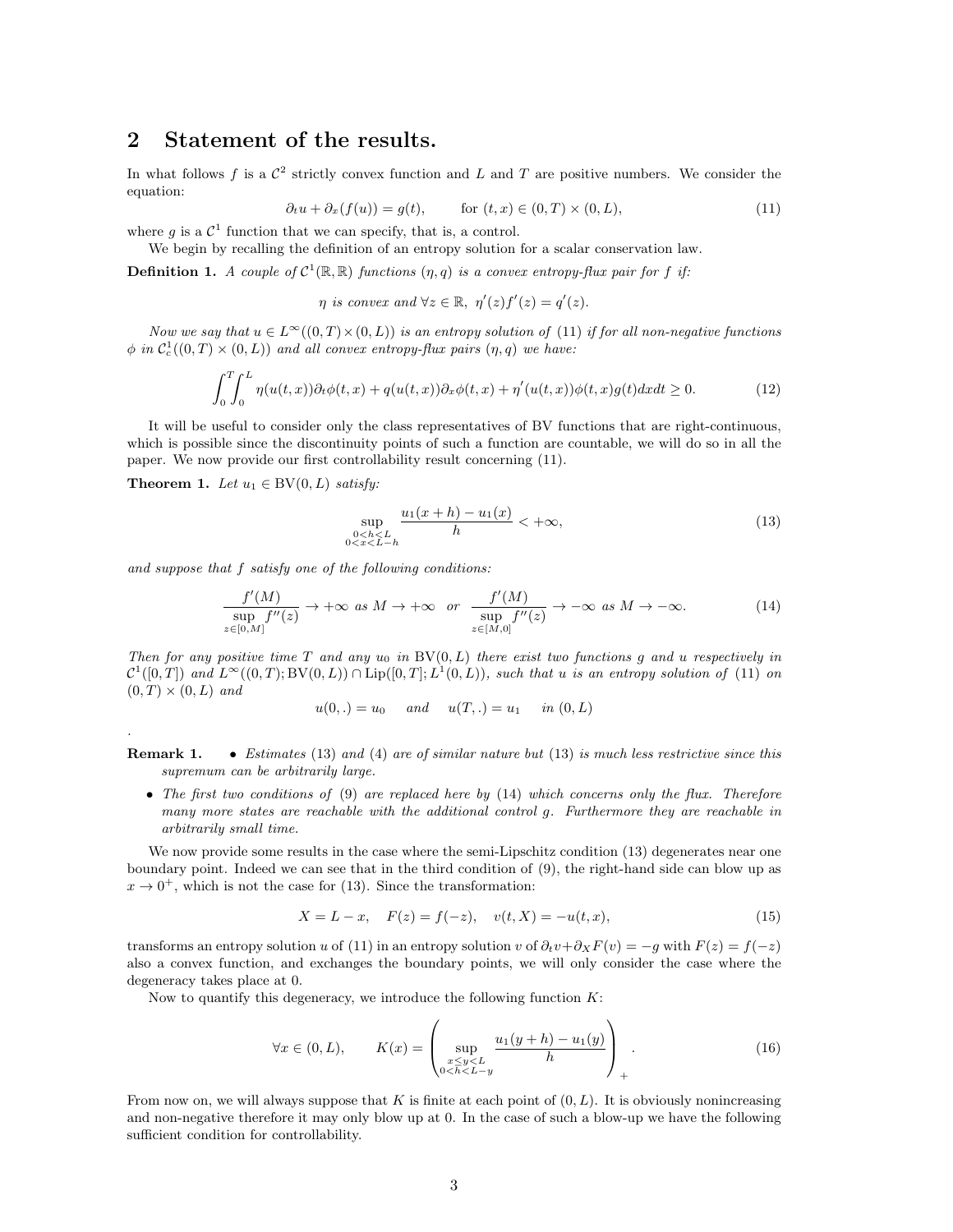## 2 Statement of the results.

In what follows $f$ is a $\mathcal{C}^2$ strictly convex function and $L$ and $T$ are positive numbers. We consider the equation:

$$\partial_t u + \partial_x(f(u)) = g(t), \qquad \text{for } (t,x) \in (0,T)\times(0,L), \tag{11}$$

where $g$ is a $\mathcal{C}^1$ function that we can specify, that is, a control.

We begin by recalling the definition of an entropy solution for a scalar conservation law.

**Definition 1.** *A couple of $\mathcal{C}^1(\mathbb{R},\mathbb{R})$ functions $(\eta, q)$ is a convex entropy-flux pair for $f$ if:*

$$\eta \text{ is convex and } \forall z \in \mathbb{R},\ \eta'(z)f'(z) = q'(z).$$

*Now we say that $u \in L^\infty((0,T)\times(0,L))$ is an entropy solution of (11) if for all non-negative functions $\phi$ in $\mathcal{C}^1_c((0,T)\times(0,L))$ and all convex entropy-flux pairs $(\eta,q)$ we have:*

$$\int_0^T\!\!\int_0^L \eta(u(t,x))\partial_t\phi(t,x) + q(u(t,x))\partial_x\phi(t,x) + \eta'(u(t,x))\phi(t,x)g(t)dxdt \geq 0. \tag{12}$$

It will be useful to consider only the class representatives of BV functions that are right-continuous, which is possible since the discontinuity points of such a function are countable, we will do so in all the paper. We now provide our first controllability result concerning (11).

**Theorem 1.** *Let $u_1 \in \mathrm{BV}(0,L)$ satisfy:*

$$\sup_{\substack{0<h<L \\ 0<x<L-h}} \frac{u_1(x+h)-u_1(x)}{h} < +\infty, \tag{13}$$

*and suppose that $f$ satisfy one of the following conditions:*

$$\frac{f'(M)}{\sup\limits_{z\in[0,M]} f''(z)} \to +\infty \text{ as } M \to +\infty \quad \text{or} \quad \frac{f'(M)}{\sup\limits_{z\in[M,0]} f''(z)} \to -\infty \text{ as } M \to -\infty. \tag{14}$$

*Then for any positive time $T$ and any $u_0$ in $\mathrm{BV}(0,L)$ there exist two functions $g$ and $u$ respectively in $\mathcal{C}^1([0,T])$ and $L^\infty((0,T);\mathrm{BV}(0,L)) \cap \mathrm{Lip}([0,T];L^1(0,L))$, such that $u$ is an entropy solution of (11) on $(0,T)\times(0,L)$ and*

$$u(0,.) = u_0 \quad \text{and} \quad u(T,.) = u_1 \quad \text{in } (0,L)$$

.

**Remark 1.**
- *Estimates (13) and (4) are of similar nature but (13) is much less restrictive since this supremum can be arbitrarily large.*
- *The first two conditions of (9) are replaced here by (14) which concerns only the flux. Therefore many more states are reachable with the additional control $g$. Furthermore they are reachable in arbitrarily small time.*

We now provide some results in the case where the semi-Lipschitz condition (13) degenerates near one boundary point. Indeed we can see that in the third condition of (9), the right-hand side can blow up as $x \to 0^+$, which is not the case for (13). Since the transformation:

$$X = L - x, \quad F(z) = f(-z), \quad v(t,X) = -u(t,x), \tag{15}$$

transforms an entropy solution $u$ of (11) in an entropy solution $v$ of $\partial_t v + \partial_X F(v) = -g$ with $F(z) = f(-z)$ also a convex function, and exchanges the boundary points, we will only consider the case where the degeneracy takes place at 0.

Now to quantify this degeneracy, we introduce the following function $K$:

$$\forall x \in (0,L), \qquad K(x) = \left( \sup_{\substack{x\leq y<L \\ 0<h<L-y}} \frac{u_1(y+h)-u_1(y)}{h} \right)_+. \tag{16}$$

From now on, we will always suppose that $K$ is finite at each point of $(0,L)$. It is obviously nonincreasing and non-negative therefore it may only blow up at 0. In the case of such a blow-up we have the following sufficient condition for controllability.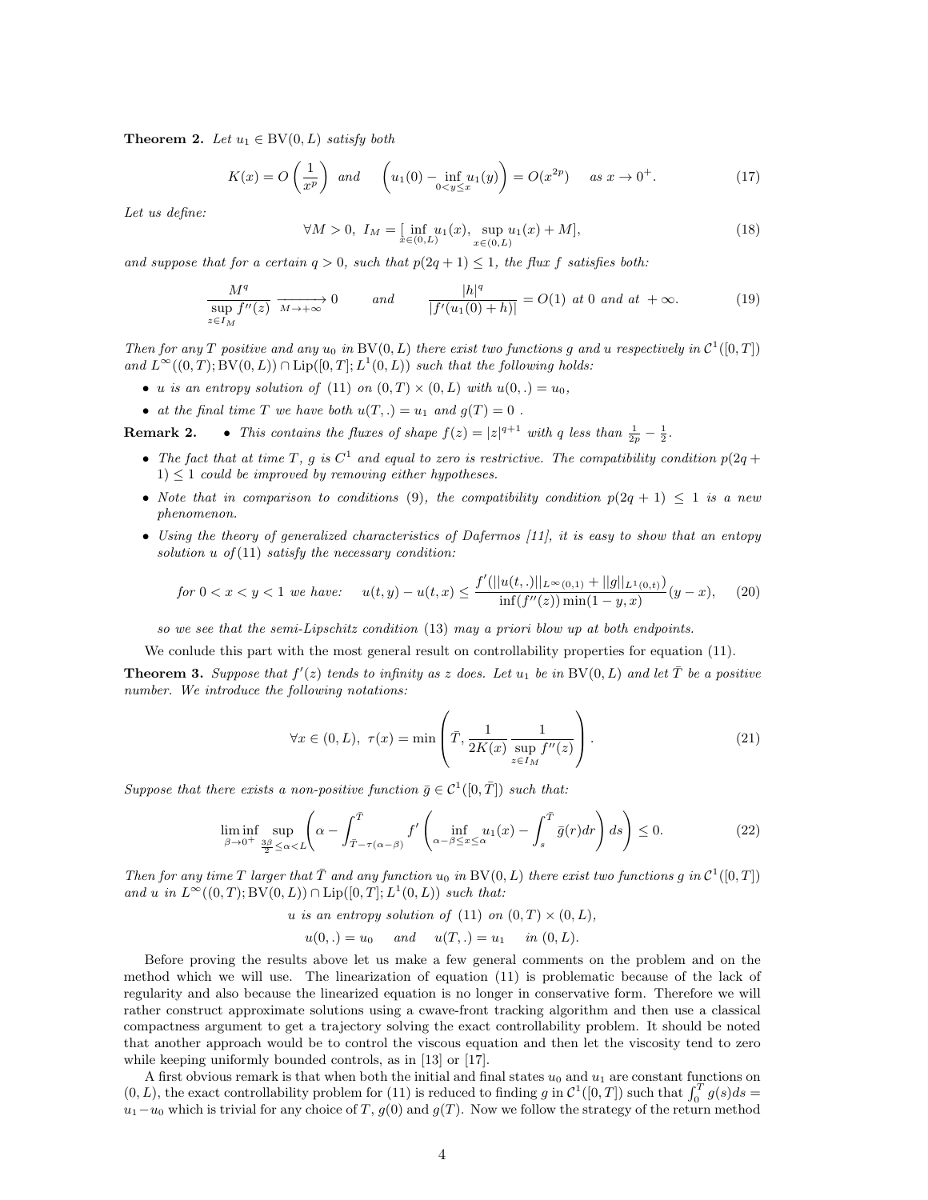**Theorem 2.** *Let $u_1 \in \mathrm{BV}(0,L)$ satisfy both*

$$K(x) = O\left(\frac{1}{x^p}\right) \quad \textit{and} \quad \left(u_1(0) - \inf_{0<y\leq x} u_1(y)\right) = O(x^{2p}) \quad \textit{as } x \to 0^+. \tag{17}$$

*Let us define:*

$$\forall M > 0,\ I_M = [\inf_{x\in(0,L)} u_1(x),\ \sup_{x\in(0,L)} u_1(x) + M], \tag{18}$$

*and suppose that for a certain $q > 0$, such that $p(2q+1) \leq 1$, the flux $f$ satisfies both:*

$$\frac{M^q}{\sup\limits_{z\in I_M} f''(z)} \xrightarrow[M\to+\infty]{} 0 \qquad \textit{and} \qquad \frac{|h|^q}{|f'(u_1(0)+h)|} = O(1) \textit{ at } 0 \textit{ and at } +\infty. \tag{19}$$

*Then for any $T$ positive and any $u_0$ in $\mathrm{BV}(0,L)$ there exist two functions $g$ and $u$ respectively in $\mathcal{C}^1([0,T])$ and $L^\infty((0,T);\mathrm{BV}(0,L)) \cap \mathrm{Lip}([0,T];L^1(0,L))$ such that the following holds:*

- *$u$ is an entropy solution of (11) on $(0,T)\times(0,L)$ with $u(0,.) = u_0$,*
- *at the final time $T$ we have both $u(T,.) = u_1$ and $g(T) = 0$ .*

**Remark 2.**

- *This contains the fluxes of shape $f(z) = |z|^{q+1}$ with $q$ less than $\frac{1}{2p} - \frac{1}{2}$.*
- *The fact that at time $T$, $g$ is $C^1$ and equal to zero is restrictive. The compatibility condition $p(2q+1) \leq 1$ could be improved by removing either hypotheses.*
- *Note that in comparison to conditions (9), the compatibility condition $p(2q+1) \leq 1$ is a new phenomenon.*
- *Using the theory of generalized characteristics of Dafermos [11], it is easy to show that an entopy solution $u$ of (11) satisfy the necessary condition:*

$$\textit{for } 0 < x < y < 1 \textit{ we have:} \quad u(t,y) - u(t,x) \leq \frac{f'(||u(t,.)||_{L^\infty(0,1)} + ||g||_{L^1(0,t)})}{\inf(f''(z))\min(1-y,x)}(y-x), \tag{20}$$

*so we see that the semi-Lipschitz condition (13) may a priori blow up at both endpoints.*

We conlude this part with the most general result on controllability properties for equation (11).

**Theorem 3.** *Suppose that $f'(z)$ tends to infinity as $z$ does. Let $u_1$ be in $\mathrm{BV}(0,L)$ and let $\bar{T}$ be a positive number. We introduce the following notations:*

$$\forall x \in (0,L),\ \tau(x) = \min\left(\bar{T}, \frac{1}{2K(x)}\frac{1}{\sup\limits_{z\in I_M} f''(z)}\right). \tag{21}$$

*Suppose that there exists a non-positive function $\bar{g} \in \mathcal{C}^1([0,\bar{T}])$ such that:*

$$\liminf_{\beta\to 0^+} \sup_{\frac{3\beta}{2}\leq\alpha<L} \left(\alpha - \int_{\bar{T}-\tau(\alpha-\beta)}^{\bar{T}} f'\left(\inf_{\alpha-\beta\leq x\leq\alpha} u_1(x) - \int_s^{\bar{T}} \bar{g}(r)dr\right)ds\right) \leq 0. \tag{22}$$

*Then for any time $T$ larger that $\bar{T}$ and any function $u_0$ in $\mathrm{BV}(0,L)$ there exist two functions $g$ in $\mathcal{C}^1([0,T])$ and $u$ in $L^\infty((0,T);\mathrm{BV}(0,L)) \cap \mathrm{Lip}([0,T];L^1(0,L))$ such that:*

$$u \textit{ is an entropy solution of (11) on } (0,T)\times(0,L),$$

$$u(0,.) = u_0 \quad \textit{and} \quad u(T,.) = u_1 \quad \textit{in } (0,L).$$

Before proving the results above let us make a few general comments on the problem and on the method which we will use. The linearization of equation (11) is problematic because of the lack of regularity and also because the linearized equation is no longer in conservative form. Therefore we will rather construct approximate solutions using a cwave-front tracking algorithm and then use a classical compactness argument to get a trajectory solving the exact controllability problem. It should be noted that another approach would be to control the viscous equation and then let the viscosity tend to zero while keeping uniformly bounded controls, as in [13] or [17].

A first obvious remark is that when both the initial and final states $u_0$ and $u_1$ are constant functions on $(0,L)$, the exact controllability problem for (11) is reduced to finding $g$ in $\mathcal{C}^1([0,T])$ such that $\int_0^T g(s)ds = u_1 - u_0$ which is trivial for any choice of $T$, $g(0)$ and $g(T)$. Now we follow the strategy of the return method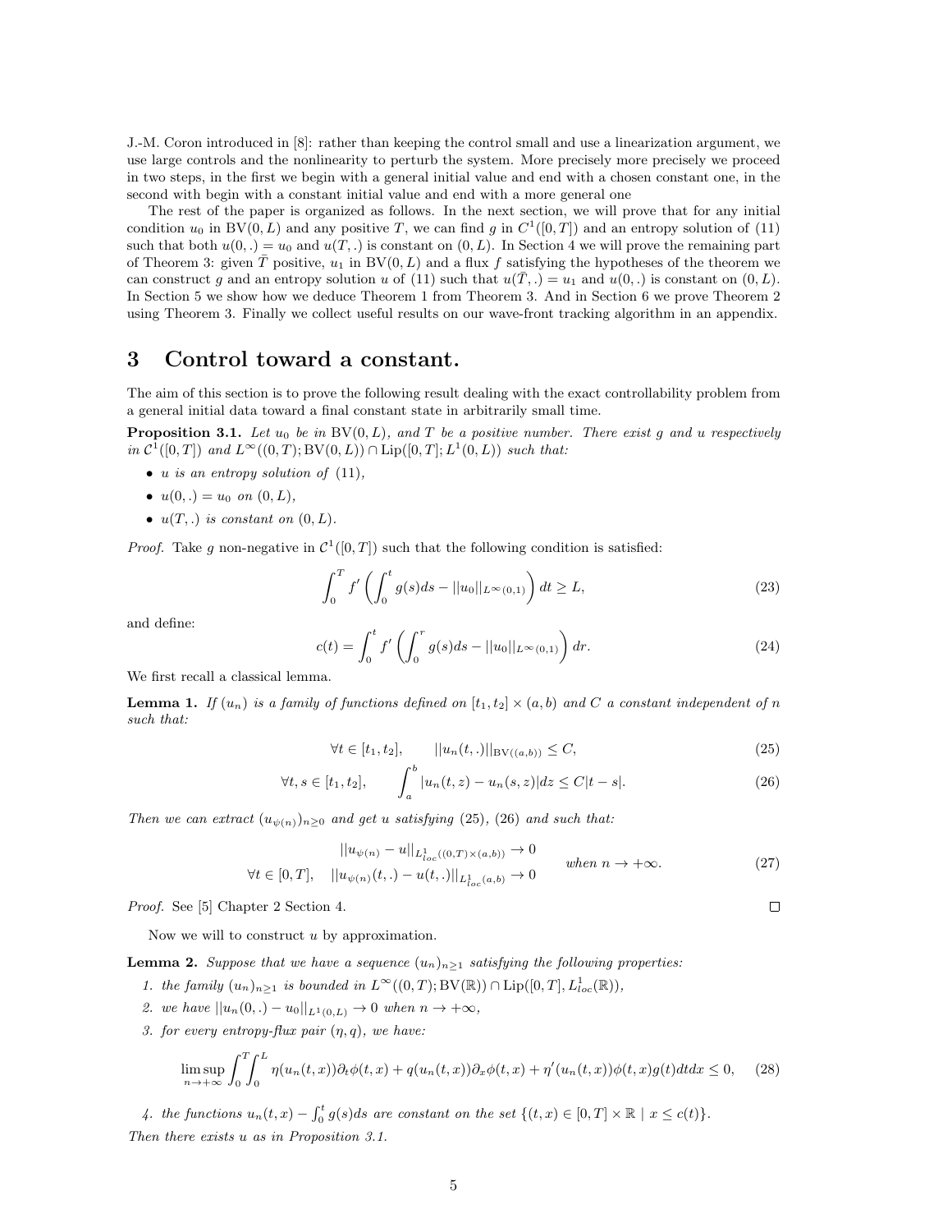J.-M. Coron introduced in [8]: rather than keeping the control small and use a linearization argument, we use large controls and the nonlinearity to perturb the system. More precisely more precisely we proceed in two steps, in the first we begin with a general initial value and end with a chosen constant one, in the second with begin with a constant initial value and end with a more general one

The rest of the paper is organized as follows. In the next section, we will prove that for any initial condition $u_0$ in $\mathrm{BV}(0, L)$ and any positive $T$, we can find $g$ in $C^1([0, T])$ and an entropy solution of (11) such that both $u(0, .) = u_0$ and $u(T, .)$ is constant on $(0, L)$. In Section 4 we will prove the remaining part of Theorem 3: given $\bar{T}$ positive, $u_1$ in $\mathrm{BV}(0, L)$ and a flux $f$ satisfying the hypotheses of the theorem we can construct $g$ and an entropy solution $u$ of (11) such that $u(\bar{T}, .) = u_1$ and $u(0, .)$ is constant on $(0, L)$. In Section 5 we show how we deduce Theorem 1 from Theorem 3. And in Section 6 we prove Theorem 2 using Theorem 3. Finally we collect useful results on our wave-front tracking algorithm in an appendix.

# 3 Control toward a constant.

The aim of this section is to prove the following result dealing with the exact controllability problem from a general initial data toward a final constant state in arbitrarily small time.

**Proposition 3.1.** *Let $u_0$ be in $\mathrm{BV}(0, L)$, and $T$ be a positive number. There exist $g$ and $u$ respectively in $\mathcal{C}^1([0, T])$ and $L^\infty((0, T); \mathrm{BV}(0, L)) \cap \mathrm{Lip}([0, T]; L^1(0, L))$ such that:*

- *$u$ is an entropy solution of (11),*
- *$u(0, .) = u_0$ on $(0, L)$,*
- *$u(T, .)$ is constant on $(0, L)$.*

*Proof.* Take $g$ non-negative in $\mathcal{C}^1([0, T])$ such that the following condition is satisfied:

$$\int_0^T f'\left(\int_0^t g(s)ds - ||u_0||_{L^\infty(0,1)}\right) dt \geq L, \tag{23}$$

and define:

$$c(t) = \int_0^t f'\left(\int_0^r g(s)ds - ||u_0||_{L^\infty(0,1)}\right) dr. \tag{24}$$

We first recall a classical lemma.

**Lemma 1.** *If $(u_n)$ is a family of functions defined on $[t_1, t_2] \times (a, b)$ and $C$ a constant independent of $n$ such that:*

$$\forall t \in [t_1, t_2], \qquad ||u_n(t, .)||_{\mathrm{BV}((a,b))} \leq C, \tag{25}$$

$$\forall t, s \in [t_1, t_2], \qquad \int_a^b |u_n(t, z) - u_n(s, z)|dz \leq C|t - s|. \tag{26}$$

*Then we can extract $(u_{\psi(n)})_{n \geq 0}$ and get $u$ satisfying (25), (26) and such that:*

$$\begin{aligned} ||u_{\psi(n)} - u||_{L^1_{loc}((0,T)\times(a,b))} \to 0 \\ \forall t \in [0, T], \quad ||u_{\psi(n)}(t, .) - u(t, .)||_{L^1_{loc}(a,b)} \to 0 \end{aligned} \qquad \text{when } n \to +\infty. \tag{27}$$

*Proof.* See [5] Chapter 2 Section 4. □

Now we will to construct $u$ by approximation.

**Lemma 2.** *Suppose that we have a sequence $(u_n)_{n \geq 1}$ satisfying the following properties:*

1. *the family $(u_n)_{n \geq 1}$ is bounded in $L^\infty((0, T); \mathrm{BV}(\mathbb{R})) \cap \mathrm{Lip}([0, T], L^1_{loc}(\mathbb{R}))$,*
2. *we have $||u_n(0, .) - u_0||_{L^1(0,L)} \to 0$ when $n \to +\infty$,*
3. *for every entropy-flux pair $(\eta, q)$, we have:*

$$\limsup_{n \to +\infty} \int_0^T \int_0^L \eta(u_n(t, x))\partial_t \phi(t, x) + q(u_n(t, x))\partial_x \phi(t, x) + \eta'(u_n(t, x))\phi(t, x)g(t)dtdx \leq 0, \tag{28}$$

4. *the functions $u_n(t, x) - \int_0^t g(s)ds$ are constant on the set $\{(t, x) \in [0, T] \times \mathbb{R} \mid x \leq c(t)\}$.*

*Then there exists $u$ as in Proposition 3.1.*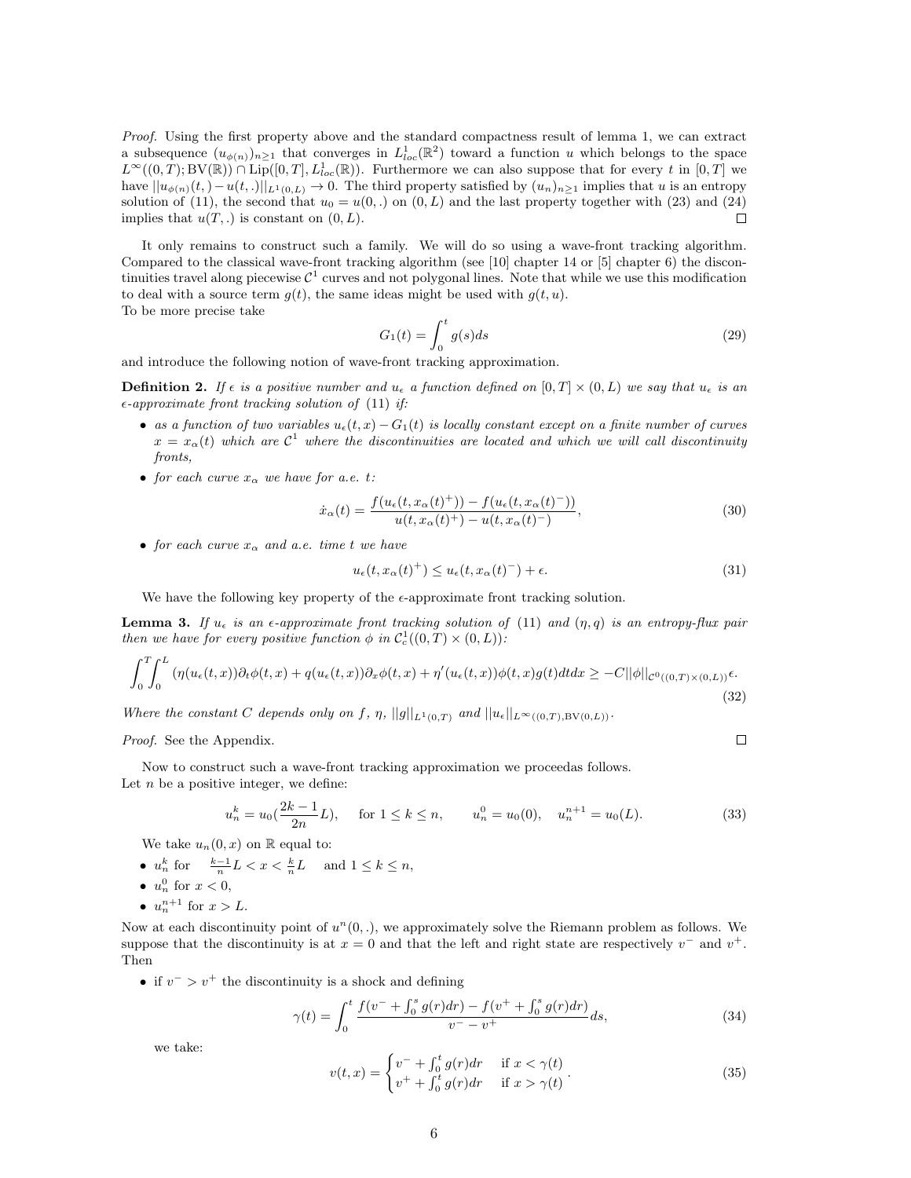*Proof.* Using the first property above and the standard compactness result of lemma 1, we can extract a subsequence $(u_{\phi(n)})_{n\geq 1}$ that converges in $L^1_{loc}(\mathbb{R}^2)$ toward a function $u$ which belongs to the space $L^\infty((0,T);\mathrm{BV}(\mathbb{R}))\cap \mathrm{Lip}([0,T],L^1_{loc}(\mathbb{R}))$. Furthermore we can also suppose that for every $t$ in $[0,T]$ we have $||u_{\phi(n)}(t,)-u(t,.)||_{L^1(0,L)}\to 0$. The third property satisfied by $(u_n)_{n\geq 1}$ implies that $u$ is an entropy solution of (11), the second that $u_0 = u(0,.)$ on $(0,L)$ and the last property together with (23) and (24) implies that $u(T,.)$ is constant on $(0,L)$. □

It only remains to construct such a family. We will do so using a wave-front tracking algorithm. Compared to the classical wave-front tracking algorithm (see [10] chapter 14 or [5] chapter 6) the discontinuities travel along piecewise $\mathcal{C}^1$ curves and not polygonal lines. Note that while we use this modification to deal with a source term $g(t)$, the same ideas might be used with $g(t,u)$.
To be more precise take

$$G_1(t) = \int_0^t g(s)ds \tag{29}$$

and introduce the following notion of wave-front tracking approximation.

**Definition 2.** *If $\epsilon$ is a positive number and $u_\epsilon$ a function defined on $[0,T]\times(0,L)$ we say that $u_\epsilon$ is an $\epsilon$-approximate front tracking solution of (11) if:*

- *as a function of two variables $u_\epsilon(t,x)-G_1(t)$ is locally constant except on a finite number of curves $x = x_\alpha(t)$ which are $\mathcal{C}^1$ where the discontinuities are located and which we will call discontinuity fronts,*
- *for each curve $x_\alpha$ we have for a.e. $t$:*

$$\dot{x}_\alpha(t) = \frac{f(u_\epsilon(t,x_\alpha(t)^+)) - f(u_\epsilon(t,x_\alpha(t)^-))}{u(t,x_\alpha(t)^+) - u(t,x_\alpha(t)^-)}, \tag{30}$$

- *for each curve $x_\alpha$ and a.e. time $t$ we have*

$$u_\epsilon(t,x_\alpha(t)^+) \leq u_\epsilon(t,x_\alpha(t)^-) + \epsilon. \tag{31}$$

We have the following key property of the $\epsilon$-approximate front tracking solution.

**Lemma 3.** *If $u_\epsilon$ is an $\epsilon$-approximate front tracking solution of (11) and $(\eta,q)$ is an entropy-flux pair then we have for every positive function $\phi$ in $\mathcal{C}^1_c((0,T)\times(0,L))$:*

$$\int_0^T\!\!\int_0^L (\eta(u_\epsilon(t,x))\partial_t\phi(t,x) + q(u_\epsilon(t,x))\partial_x\phi(t,x) + \eta'(u_\epsilon(t,x))\phi(t,x)g(t)dtdx \geq -C||\phi||_{\mathcal{C}^0((0,T)\times(0,L))}\epsilon. \tag{32}$$

*Where the constant $C$ depends only on $f$, $\eta$, $||g||_{L^1(0,T)}$ and $||u_\epsilon||_{L^\infty((0,T),\mathrm{BV}(0,L))}$.*

*Proof.* See the Appendix. □

Now to construct such a wave-front tracking approximation we proceedas follows.
Let $n$ be a positive integer, we define:

$$u_n^k = u_0(\frac{2k-1}{2n}L), \quad \text{ for } 1\leq k\leq n, \qquad u_n^0 = u_0(0), \quad u_n^{n+1} = u_0(L). \tag{33}$$

We take $u_n(0,x)$ on $\mathbb{R}$ equal to:

- $u_n^k$ for $\frac{k-1}{n}L < x < \frac{k}{n}L$ and $1 \leq k \leq n$,
- $u_n^0$ for $x<0$,
- $u_n^{n+1}$ for $x>L$.

Now at each discontinuity point of $u^n(0,.)$, we approximately solve the Riemann problem as follows. We suppose that the discontinuity is at $x=0$ and that the left and right state are respectively $v^-$ and $v^+$. Then

- if $v^- > v^+$ the discontinuity is a shock and defining

$$\gamma(t) = \int_0^t \frac{f(v^- + \int_0^s g(r)dr) - f(v^+ + \int_0^s g(r)dr)}{v^- - v^+}ds, \tag{34}$$

  we take:

$$v(t,x) = \begin{cases} v^- + \int_0^t g(r)dr & \text{if } x<\gamma(t) \\ v^+ + \int_0^t g(r)dr & \text{if } x>\gamma(t) \end{cases}. \tag{35}$$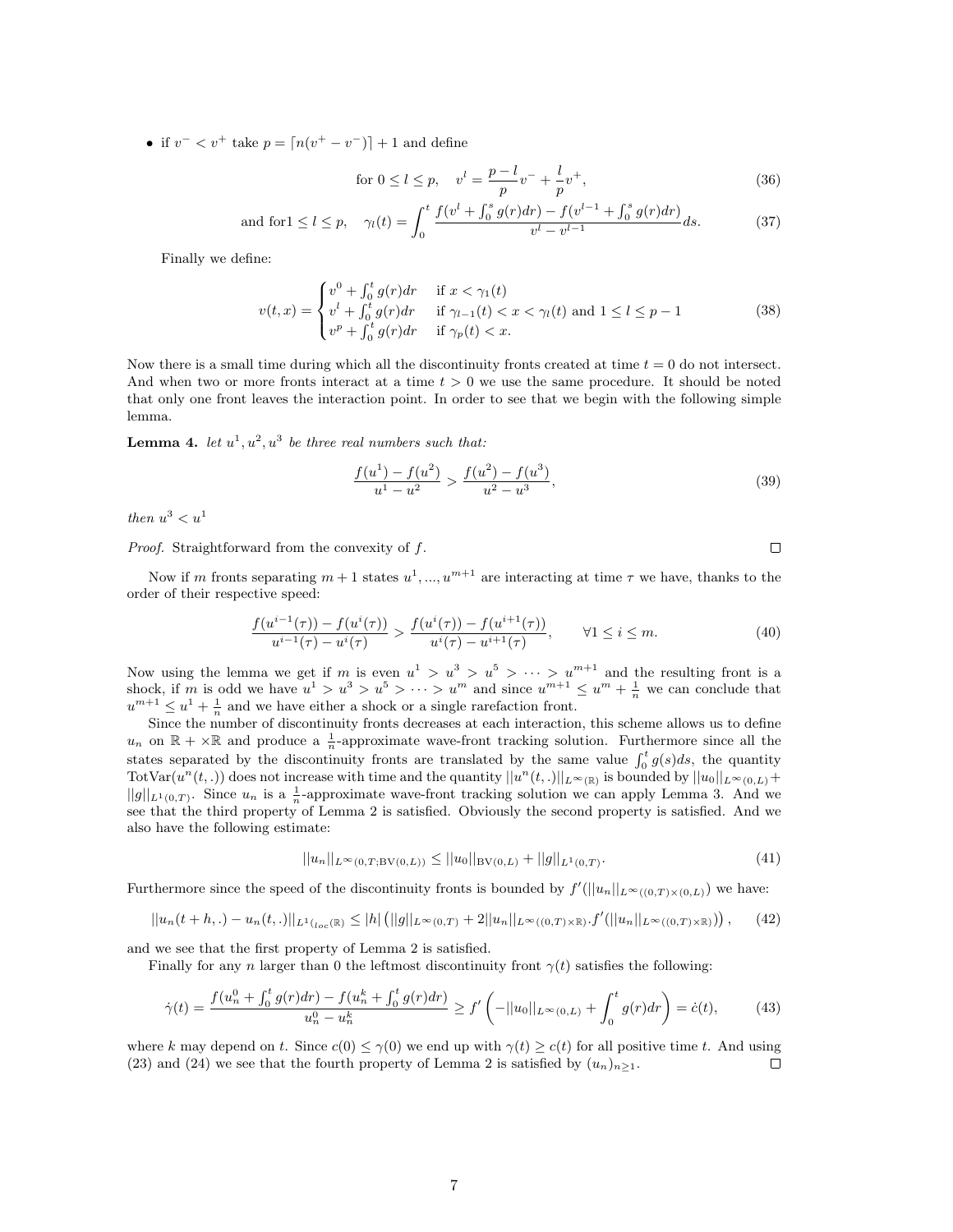- if $v^- < v^+$ take $p = \lceil n(v^+ - v^-)\rceil + 1$ and define

$$\text{for } 0 \le l \le p, \quad v^l = \frac{p-l}{p}v^- + \frac{l}{p}v^+, \tag{36}$$

$$\text{and for} 1 \le l \le p, \quad \gamma_l(t) = \int_0^t \frac{f(v^l + \int_0^s g(r)dr) - f(v^{l-1} + \int_0^s g(r)dr)}{v^l - v^{l-1}} ds. \tag{37}$$

Finally we define:

$$v(t,x) = \begin{cases} v^0 + \int_0^t g(r)dr & \text{if } x < \gamma_1(t) \\ v^l + \int_0^t g(r)dr & \text{if } \gamma_{l-1}(t) < x < \gamma_l(t) \text{ and } 1 \le l \le p-1 \\ v^p + \int_0^t g(r)dr & \text{if } \gamma_p(t) < x. \end{cases} \tag{38}$$

Now there is a small time during which all the discontinuity fronts created at time $t = 0$ do not intersect. And when two or more fronts interact at a time $t > 0$ we use the same procedure. It should be noted that only one front leaves the interaction point. In order to see that we begin with the following simple lemma.

**Lemma 4.** *let $u^1, u^2, u^3$ be three real numbers such that:*

$$\frac{f(u^1) - f(u^2)}{u^1 - u^2} > \frac{f(u^2) - f(u^3)}{u^2 - u^3}, \tag{39}$$

*then $u^3 < u^1$*

*Proof.* Straightforward from the convexity of $f$. □

Now if $m$ fronts separating $m+1$ states $u^1, ..., u^{m+1}$ are interacting at time $\tau$ we have, thanks to the order of their respective speed:

$$\frac{f(u^{i-1}(\tau)) - f(u^i(\tau))}{u^{i-1}(\tau) - u^i(\tau)} > \frac{f(u^i(\tau)) - f(u^{i+1}(\tau))}{u^i(\tau) - u^{i+1}(\tau)}, \qquad \forall 1 \le i \le m. \tag{40}$$

Now using the lemma we get if $m$ is even $u^1 > u^3 > u^5 > \cdots > u^{m+1}$ and the resulting front is a shock, if $m$ is odd we have $u^1 > u^3 > u^5 > \cdots > u^m$ and since $u^{m+1} \le u^m + \frac{1}{n}$ we can conclude that $u^{m+1} \le u^1 + \frac{1}{n}$ and we have either a shock or a single rarefaction front.

Since the number of discontinuity fronts decreases at each interaction, this scheme allows us to define $u_n$ on $\mathbb{R} + \times\mathbb{R}$ and produce a $\frac{1}{n}$-approximate wave-front tracking solution. Furthermore since all the states separated by the discontinuity fronts are translated by the same value $\int_0^t g(s)ds$, the quantity $\mathrm{TotVar}(u^n(t,.))$ does not increase with time and the quantity $||u^n(t,.)||_{L^\infty(\mathbb{R})}$ is bounded by $||u_0||_{L^\infty(0,L)} + ||g||_{L^1(0,T)}$. Since $u_n$ is a $\frac{1}{n}$-approximate wave-front tracking solution we can apply Lemma 3. And we see that the third property of Lemma 2 is satisfied. Obviously the second property is satisfied. And we also have the following estimate:

$$||u_n||_{L^\infty(0,T;\mathrm{BV}(0,L))} \le ||u_0||_{\mathrm{BV}(0,L)} + ||g||_{L^1(0,T)}. \tag{41}$$

Furthermore since the speed of the discontinuity fronts is bounded by $f'(||u_n||_{L^\infty((0,T)\times(0,L))})$ we have:

$$||u_n(t+h,.) - u_n(t,.)||_{L^1({}_{loc}(\mathbb{R})} \le |h| \left( ||g||_{L^\infty(0,T)} + 2||u_n||_{L^\infty((0,T)\times\mathbb{R})}.f'(||u_n||_{L^\infty((0,T)\times\mathbb{R})}) \right), \tag{42}$$

and we see that the first property of Lemma 2 is satisfied.

Finally for any $n$ larger than 0 the leftmost discontinuity front $\gamma(t)$ satisfies the following:

$$\dot{\gamma}(t) = \frac{f(u_n^0 + \int_0^t g(r)dr) - f(u_n^k + \int_0^t g(r)dr)}{u_n^0 - u_n^k} \ge f'\left(-||u_0||_{L^\infty(0,L)} + \int_0^t g(r)dr\right) = \dot{c}(t), \tag{43}$$

where $k$ may depend on $t$. Since $c(0) \le \gamma(0)$ we end up with $\gamma(t) \ge c(t)$ for all positive time $t$. And using (23) and (24) we see that the fourth property of Lemma 2 is satisfied by $(u_n)_{n\ge1}$. □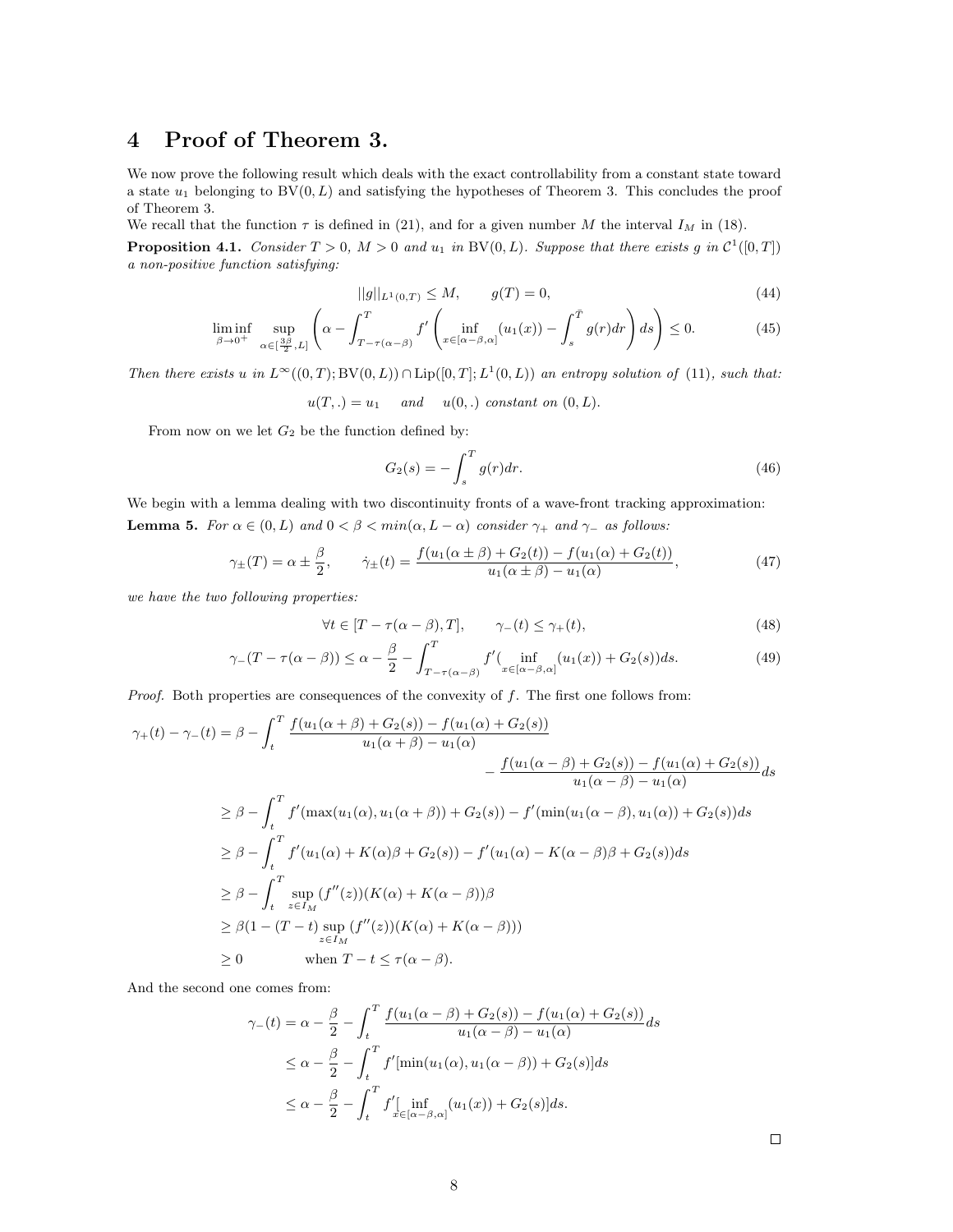# 4 Proof of Theorem 3.

We now prove the following result which deals with the exact controllability from a constant state toward a state $u_1$ belonging to $\mathrm{BV}(0,L)$ and satisfying the hypotheses of Theorem 3. This concludes the proof of Theorem 3.

We recall that the function $\tau$ is defined in (21), and for a given number $M$ the interval $I_M$ in (18).

**Proposition 4.1.** *Consider $T>0$, $M>0$ and $u_1$ in $\mathrm{BV}(0,L)$. Suppose that there exists $g$ in $\mathcal{C}^1([0,T])$ a non-positive function satisfying:*

$$||g||_{L^1(0,T)} \le M, \qquad g(T)=0, \tag{44}$$

$$\liminf_{\beta\to 0^+} \sup_{\alpha\in[\frac{3\beta}{2},L]} \left( \alpha - \int_{T-\tau(\alpha-\beta)}^{T} f'\left( \inf_{x\in[\alpha-\beta,\alpha]}(u_1(x)) - \int_s^{\bar{T}} g(r)dr \right) ds \right) \le 0. \tag{45}$$

*Then there exists $u$ in $L^\infty((0,T);\mathrm{BV}(0,L)) \cap \mathrm{Lip}([0,T];L^1(0,L))$ an entropy solution of (11), such that:*

$$u(T,.) = u_1 \quad \text{ and } \quad u(0,.) \text{ constant on } (0,L).$$

From now on we let $G_2$ be the function defined by:

$$G_2(s) = -\int_s^T g(r)dr. \tag{46}$$

We begin with a lemma dealing with two discontinuity fronts of a wave-front tracking approximation:

**Lemma 5.** *For $\alpha \in (0,L)$ and $0<\beta<\min(\alpha, L-\alpha)$ consider $\gamma_+$ and $\gamma_-$ as follows:*

$$\gamma_\pm(T) = \alpha \pm \frac{\beta}{2}, \qquad \dot{\gamma}_\pm(t) = \frac{f(u_1(\alpha\pm\beta)+G_2(t)) - f(u_1(\alpha)+G_2(t))}{u_1(\alpha\pm\beta)-u_1(\alpha)}, \tag{47}$$

*we have the two following properties:*

$$\forall t \in [T-\tau(\alpha-\beta), T], \qquad \gamma_-(t) \le \gamma_+(t), \tag{48}$$

$$\gamma_-(T-\tau(\alpha-\beta)) \le \alpha - \frac{\beta}{2} - \int_{T-\tau(\alpha-\beta)}^{T} f'(\inf_{x\in[\alpha-\beta,\alpha]}(u_1(x)) + G_2(s))ds. \tag{49}$$

*Proof.* Both properties are consequences of the convexity of $f$. The first one follows from:

$$\begin{aligned}
\gamma_+(t) - \gamma_-(t) &= \beta - \int_t^T \frac{f(u_1(\alpha+\beta)+G_2(s)) - f(u_1(\alpha)+G_2(s))}{u_1(\alpha+\beta)-u_1(\alpha)} \\
&\qquad\qquad - \frac{f(u_1(\alpha-\beta)+G_2(s)) - f(u_1(\alpha)+G_2(s))}{u_1(\alpha-\beta)-u_1(\alpha)} ds \\
&\ge \beta - \int_t^T f'(\max(u_1(\alpha), u_1(\alpha+\beta)) + G_2(s)) - f'(\min(u_1(\alpha-\beta), u_1(\alpha)) + G_2(s))ds \\
&\ge \beta - \int_t^T f'(u_1(\alpha) + K(\alpha)\beta + G_2(s)) - f'(u_1(\alpha) - K(\alpha-\beta)\beta + G_2(s))ds \\
&\ge \beta - \int_t^T \sup_{z\in I_M}(f''(z))(K(\alpha)+K(\alpha-\beta))\beta \\
&\ge \beta(1-(T-t)\sup_{z\in I_M}(f''(z))(K(\alpha)+K(\alpha-\beta))) \\
&\ge 0 \qquad\qquad \text{when } T-t \le \tau(\alpha-\beta).
\end{aligned}$$

And the second one comes from:

$$\begin{aligned}
\gamma_-(t) &= \alpha - \frac{\beta}{2} - \int_t^T \frac{f(u_1(\alpha-\beta)+G_2(s)) - f(u_1(\alpha)+G_2(s))}{u_1(\alpha-\beta)-u_1(\alpha)} ds \\
&\le \alpha - \frac{\beta}{2} - \int_t^T f'[\min(u_1(\alpha), u_1(\alpha-\beta)) + G_2(s)]ds \\
&\le \alpha - \frac{\beta}{2} - \int_t^T f'[\inf_{x\in[\alpha-\beta,\alpha]}(u_1(x)) + G_2(s)]ds.
\end{aligned}$$

□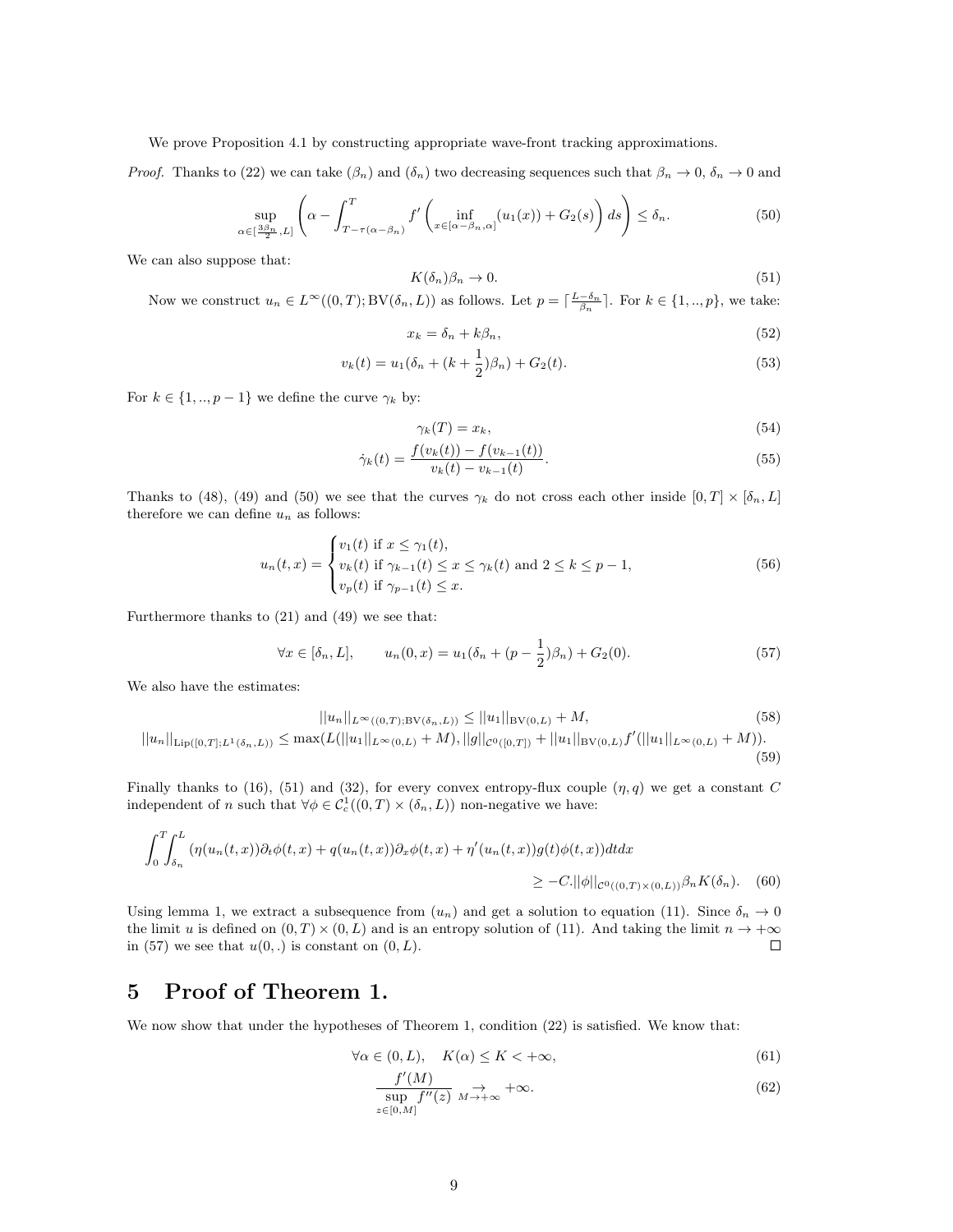We prove Proposition 4.1 by constructing appropriate wave-front tracking approximations.

*Proof.* Thanks to (22) we can take $(\beta_n)$ and $(\delta_n)$ two decreasing sequences such that $\beta_n \to 0$, $\delta_n \to 0$ and

$$\sup_{\alpha \in [\frac{3\beta_n}{2}, L]} \left( \alpha - \int_{T-\tau(\alpha-\beta_n)}^{T} f'\left( \inf_{x\in[\alpha-\beta_n,\alpha]} (u_1(x)) + G_2(s) \right) ds \right) \leq \delta_n. \tag{50}$$

We can also suppose that:

$$K(\delta_n)\beta_n \to 0. \tag{51}$$

Now we construct $u_n \in L^\infty((0,T);\mathrm{BV}(\delta_n, L))$ as follows. Let $p = \lceil \frac{L-\delta_n}{\beta_n} \rceil$. For $k \in \{1,..,p\}$, we take:

$$x_k = \delta_n + k\beta_n, \tag{52}$$

$$v_k(t) = u_1(\delta_n + (k+\frac{1}{2})\beta_n) + G_2(t). \tag{53}$$

For $k \in \{1,..,p-1\}$ we define the curve $\gamma_k$ by:

$$\gamma_k(T) = x_k, \tag{54}$$

$$\dot{\gamma}_k(t) = \frac{f(v_k(t)) - f(v_{k-1}(t))}{v_k(t) - v_{k-1}(t)}. \tag{55}$$

Thanks to (48), (49) and (50) we see that the curves $\gamma_k$ do not cross each other inside $[0,T]\times[\delta_n, L]$ therefore we can define $u_n$ as follows:

$$u_n(t,x) = \begin{cases} v_1(t) \text{ if } x \leq \gamma_1(t), \\ v_k(t) \text{ if } \gamma_{k-1}(t) \leq x \leq \gamma_k(t) \text{ and } 2 \leq k \leq p-1, \\ v_p(t) \text{ if } \gamma_{p-1}(t) \leq x. \end{cases} \tag{56}$$

Furthermore thanks to (21) and (49) we see that:

$$\forall x \in [\delta_n, L], \qquad u_n(0,x) = u_1(\delta_n + (p-\frac{1}{2})\beta_n) + G_2(0). \tag{57}$$

We also have the estimates:

$$||u_n||_{L^\infty((0,T);\mathrm{BV}(\delta_n,L))} \leq ||u_1||_{\mathrm{BV}(0,L)} + M, \tag{58}$$

$$||u_n||_{\mathrm{Lip}([0,T];L^1(\delta_n,L))} \leq \max(L(||u_1||_{L^\infty(0,L)} + M), ||g||_{\mathcal{C}^0([0,T])} + ||u_1||_{\mathrm{BV}(0,L)} f'(||u_1||_{L^\infty(0,L)} + M)). \tag{59}$$

Finally thanks to (16), (51) and (32), for every convex entropy-flux couple $(\eta, q)$ we get a constant $C$ independent of $n$ such that $\forall \phi \in \mathcal{C}^1_c((0,T)\times(\delta_n, L))$ non-negative we have:

$$\int_0^T\int_{\delta_n}^L (\eta(u_n(t,x))\partial_t\phi(t,x) + q(u_n(t,x))\partial_x\phi(t,x) + \eta'(u_n(t,x))g(t)\phi(t,x))dtdx$$
$$\geq -C.||\phi||_{\mathcal{C}^0((0,T)\times(0,L))}\beta_n K(\delta_n). \tag{60}$$

Using lemma 1, we extract a subsequence from $(u_n)$ and get a solution to equation (11). Since $\delta_n \to 0$ the limit $u$ is defined on $(0,T)\times(0,L)$ and is an entropy solution of (11). And taking the limit $n \to +\infty$ in (57) we see that $u(0,.)$ is constant on $(0,L)$. $\square$

# 5 Proof of Theorem 1.

We now show that under the hypotheses of Theorem 1, condition (22) is satisfied. We know that:

$$\forall \alpha \in (0,L), \quad K(\alpha) \leq K < +\infty, \tag{61}$$

$$\frac{f'(M)}{\sup\limits_{z\in[0,M]} f''(z)} \underset{M\to+\infty}{\to} +\infty. \tag{62}$$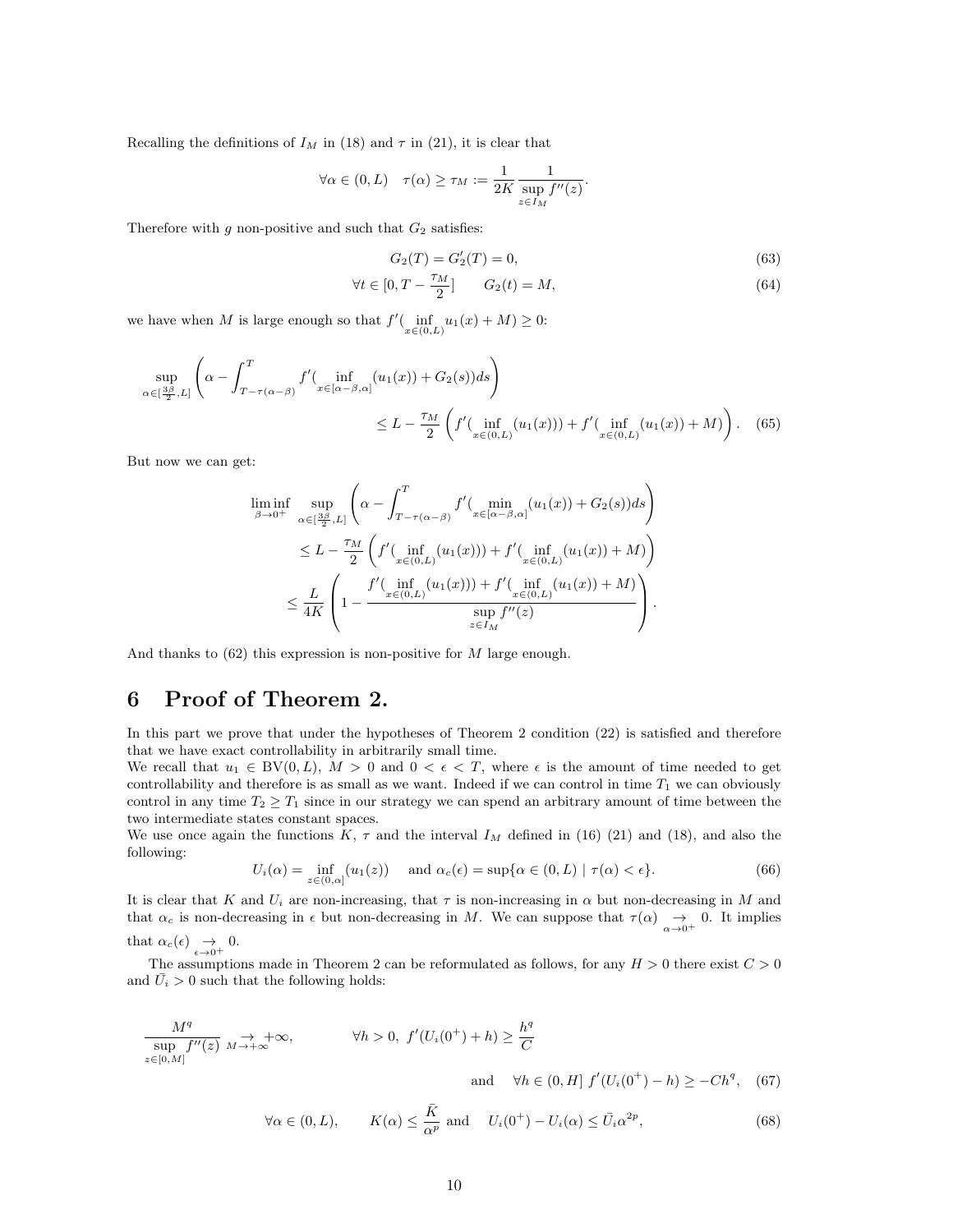Recalling the definitions of $I_M$ in (18) and $\tau$ in (21), it is clear that

$$\forall \alpha \in (0,L) \quad \tau(\alpha) \geq \tau_M := \frac{1}{2K} \frac{1}{\sup\limits_{z \in I_M} f''(z)}.$$

Therefore with $g$ non-positive and such that $G_2$ satisfies:

$$G_2(T) = G_2'(T) = 0, \tag{63}$$

$$\forall t \in [0, T - \frac{\tau_M}{2}] \qquad G_2(t) = M, \tag{64}$$

we have when $M$ is large enough so that $f'(\inf\limits_{x\in(0,L)} u_1(x) + M) \geq 0$:

$$\sup_{\alpha \in [\frac{3\beta}{2}, L]} \left( \alpha - \int_{T-\tau(\alpha-\beta)}^{T} f'(\inf_{x\in[\alpha-\beta,\alpha]}(u_1(x)) + G_2(s)) ds \right) \leq L - \frac{\tau_M}{2}\left( f'(\inf_{x\in(0,L)}(u_1(x))) + f'(\inf_{x\in(0,L)}(u_1(x)) + M) \right). \tag{65}$$

But now we can get:

$$\begin{aligned}
\liminf_{\beta\to 0^+} \sup_{\alpha \in [\frac{3\beta}{2}, L]} & \left( \alpha - \int_{T-\tau(\alpha-\beta)}^{T} f'(\min_{x\in[\alpha-\beta,\alpha]}(u_1(x)) + G_2(s)) ds \right) \\
&\leq L - \frac{\tau_M}{2}\left( f'(\inf_{x\in(0,L)}(u_1(x))) + f'(\inf_{x\in(0,L)}(u_1(x)) + M) \right) \\
&\leq \frac{L}{4K}\left( 1 - \frac{f'(\inf\limits_{x\in(0,L)}(u_1(x))) + f'(\inf\limits_{x\in(0,L)}(u_1(x)) + M)}{\sup\limits_{z\in I_M} f''(z)} \right).
\end{aligned}$$

And thanks to (62) this expression is non-positive for $M$ large enough.

# 6 Proof of Theorem 2.

In this part we prove that under the hypotheses of Theorem 2 condition (22) is satisfied and therefore that we have exact controllability in arbitrarily small time.

We recall that $u_1 \in \mathrm{BV}(0,L)$, $M > 0$ and $0 < \epsilon < T$, where $\epsilon$ is the amount of time needed to get controllability and therefore is as small as we want. Indeed if we can control in time $T_1$ we can obviously control in any time $T_2 \geq T_1$ since in our strategy we can spend an arbitrary amount of time between the two intermediate states constant spaces.

We use once again the functions $K$, $\tau$ and the interval $I_M$ defined in (16) (21) and (18), and also the following:

$$U_i(\alpha) = \inf_{z\in(0,\alpha]}(u_1(z)) \quad \text{ and } \alpha_c(\epsilon) = \sup\{\alpha \in (0,L) \mid \tau(\alpha) < \epsilon\}. \tag{66}$$

It is clear that $K$ and $U_i$ are non-increasing, that $\tau$ is non-increasing in $\alpha$ but non-decreasing in $M$ and that $\alpha_c$ is non-decreasing in $\epsilon$ but non-decreasing in $M$. We can suppose that $\tau(\alpha) \underset{\alpha\to 0^+}{\to} 0$. It implies that $\alpha_c(\epsilon) \underset{\epsilon\to 0^+}{\to} 0$.

The assumptions made in Theorem 2 can be reformulated as follows, for any $H > 0$ there exist $C > 0$ and $\bar{U}_i > 0$ such that the following holds:

$$\frac{M^q}{\sup\limits_{z\in[0,M]} f''(z)} \underset{M\to+\infty}{\to} +\infty, \qquad \forall h > 0,\ f'(U_i(0^+) + h) \geq \frac{h^q}{C}$$
$$\text{and} \quad \forall h \in (0,H]\ f'(U_i(0^+) - h) \geq -Ch^q, \tag{67}$$

$$\forall \alpha \in (0,L), \qquad K(\alpha) \leq \frac{\bar{K}}{\alpha^p} \text{ and } \quad U_i(0^+) - U_i(\alpha) \leq \bar{U}_i \alpha^{2p}, \tag{68}$$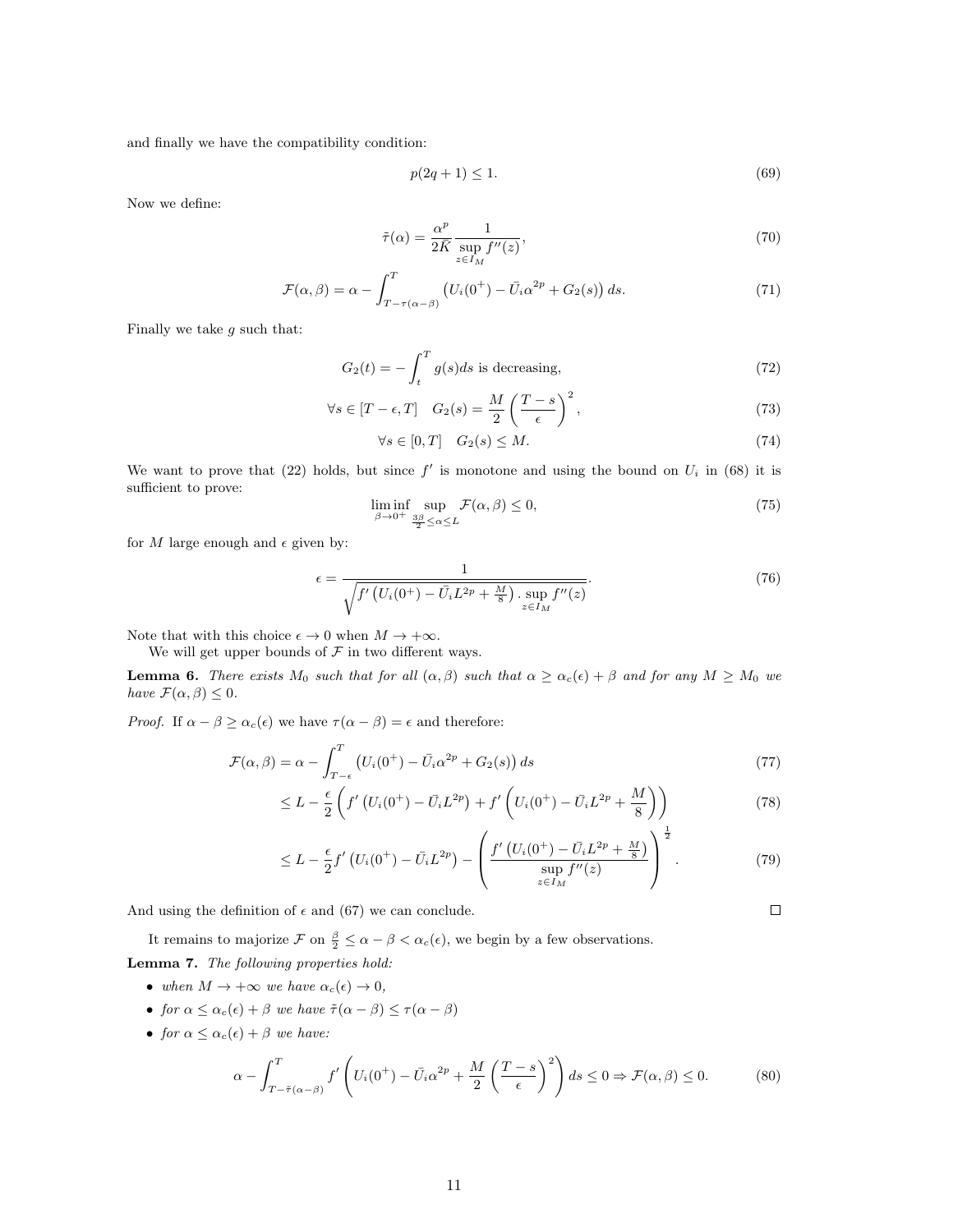and finally we have the compatibility condition:

$$p(2q+1) \leq 1. \tag{69}$$

Now we define:

$$\tilde{\tau}(\alpha) = \frac{\alpha^p}{2\bar{K}} \frac{1}{\sup_{z \in I_M} f''(z)}, \tag{70}$$

$$\mathcal{F}(\alpha, \beta) = \alpha - \int_{T-\tau(\alpha-\beta)}^{T} \left( U_i(0^+) - \bar{U}_i \alpha^{2p} + G_2(s) \right) ds. \tag{71}$$

Finally we take $g$ such that:

$$G_2(t) = -\int_t^T g(s)ds \text{ is decreasing,} \tag{72}$$

$$\forall s \in [T-\epsilon, T] \quad G_2(s) = \frac{M}{2} \left( \frac{T-s}{\epsilon} \right)^2, \tag{73}$$

$$\forall s \in [0, T] \quad G_2(s) \leq M. \tag{74}$$

We want to prove that (22) holds, but since $f'$ is monotone and using the bound on $U_i$ in (68) it is sufficient to prove:

$$\liminf_{\beta \to 0^+} \sup_{\frac{3\beta}{2} \leq \alpha \leq L} \mathcal{F}(\alpha, \beta) \leq 0, \tag{75}$$

for $M$ large enough and $\epsilon$ given by:

$$\epsilon = \frac{1}{\sqrt{f'\left( U_i(0^+) - \bar{U}_i L^{2p} + \frac{M}{8} \right) . \sup_{z \in I_M} f''(z)}}. \tag{76}$$

Note that with this choice $\epsilon \to 0$ when $M \to +\infty$.

We will get upper bounds of $\mathcal{F}$ in two different ways.

**Lemma 6.** *There exists $M_0$ such that for all $(\alpha, \beta)$ such that $\alpha \geq \alpha_c(\epsilon) + \beta$ and for any $M \geq M_0$ we have $\mathcal{F}(\alpha, \beta) \leq 0$.*

*Proof.* If $\alpha - \beta \geq \alpha_c(\epsilon)$ we have $\tau(\alpha - \beta) = \epsilon$ and therefore:

$$\mathcal{F}(\alpha, \beta) = \alpha - \int_{T-\epsilon}^{T} \left( U_i(0^+) - \bar{U}_i \alpha^{2p} + G_2(s) \right) ds \tag{77}$$

$$\leq L - \frac{\epsilon}{2} \left( f'\left( U_i(0^+) - \bar{U}_i L^{2p} \right) + f'\left( U_i(0^+) - \bar{U}_i L^{2p} + \frac{M}{8} \right) \right) \tag{78}$$

$$\leq L - \frac{\epsilon}{2} f'\left( U_i(0^+) - \bar{U}_i L^{2p} \right) - \left( \frac{f'\left( U_i(0^+) - \bar{U}_i L^{2p} + \frac{M}{8} \right)}{\sup_{z \in I_M} f''(z)} \right)^{\frac{1}{2}}. \tag{79}$$

And using the definition of $\epsilon$ and (67) we can conclude. ☐

It remains to majorize $\mathcal{F}$ on $\frac{\beta}{2} \leq \alpha - \beta < \alpha_c(\epsilon)$, we begin by a few observations.

**Lemma 7.** *The following properties hold:*

- *when $M \to +\infty$ we have $\alpha_c(\epsilon) \to 0$,*
- *for $\alpha \leq \alpha_c(\epsilon) + \beta$ we have $\tilde{\tau}(\alpha - \beta) \leq \tau(\alpha - \beta)$*
- *for $\alpha \leq \alpha_c(\epsilon) + \beta$ we have:*

$$\alpha - \int_{T-\tilde{\tau}(\alpha-\beta)}^{T} f'\left( U_i(0^+) - \bar{U}_i \alpha^{2p} + \frac{M}{2} \left( \frac{T-s}{\epsilon} \right)^2 \right) ds \leq 0 \Rightarrow \mathcal{F}(\alpha, \beta) \leq 0. \tag{80}$$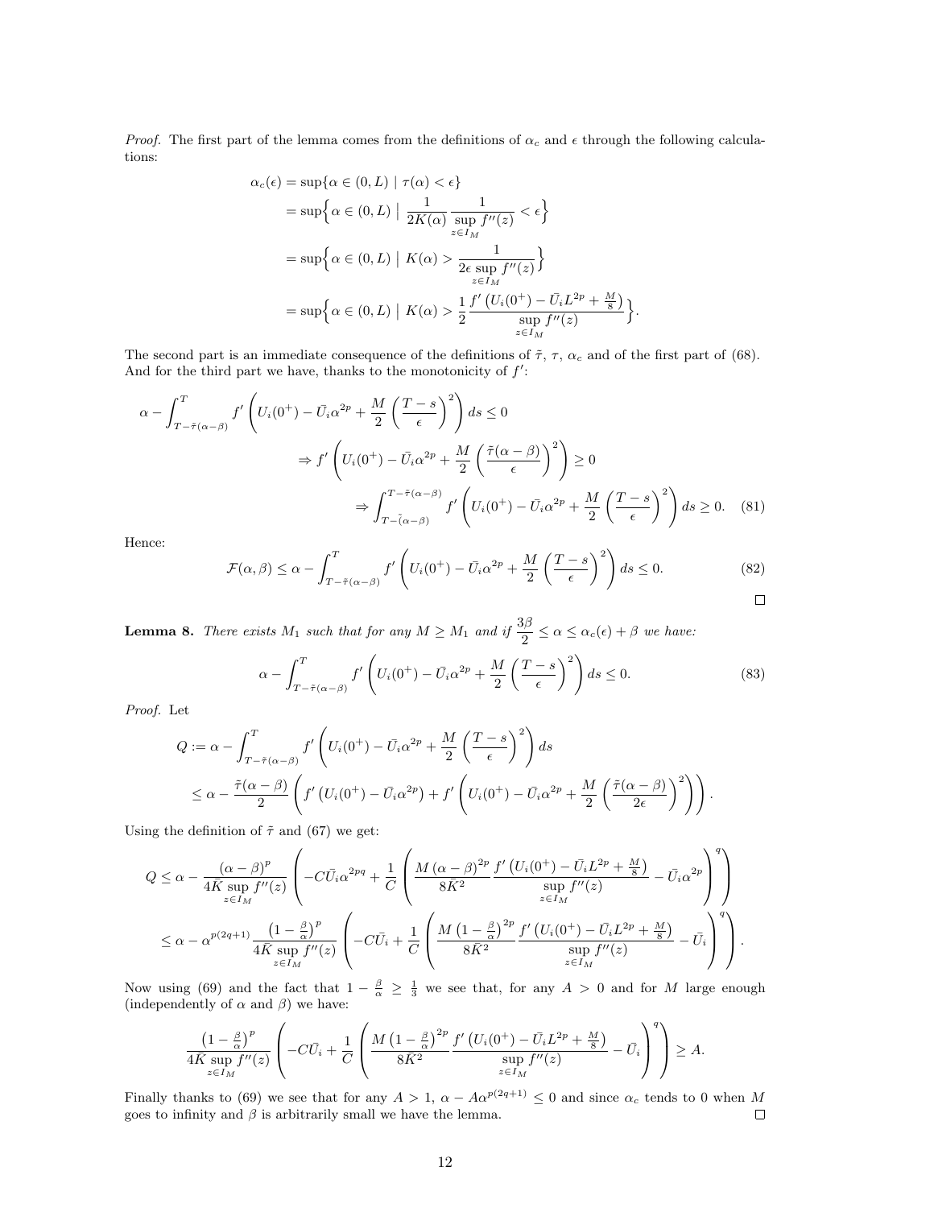*Proof.* The first part of the lemma comes from the definitions of $\alpha_c$ and $\epsilon$ through the following calculations:

$$
\begin{aligned}
\alpha_c(\epsilon) &= \sup\{\alpha \in (0, L) \mid \tau(\alpha) < \epsilon\} \\
&= \sup\Big\{\alpha \in (0, L) \;\Big|\; \frac{1}{2K(\alpha)} \frac{1}{\sup\limits_{z\in I_M} f''(z)} < \epsilon\Big\} \\
&= \sup\Big\{\alpha \in (0, L) \;\Big|\; K(\alpha) > \frac{1}{2\epsilon \sup\limits_{z\in I_M} f''(z)}\Big\} \\
&= \sup\Big\{\alpha \in (0, L) \;\Big|\; K(\alpha) > \frac{1}{2} \frac{f'\left(U_i(0^+) - \bar{U}_i L^{2p} + \frac{M}{8}\right)}{\sup\limits_{z\in I_M} f''(z)}\Big\}.
\end{aligned}
$$

The second part is an immediate consequence of the definitions of $\tilde{\tau}$, $\tau$, $\alpha_c$ and of the first part of (68). And for the third part we have, thanks to the monotonicity of $f'$:

$$
\begin{aligned}
\alpha - \int_{T-\tilde{\tau}(\alpha-\beta)}^{T} f'\left(U_i(0^+) - \bar{U}_i\alpha^{2p} + \frac{M}{2}\left(\frac{T-s}{\epsilon}\right)^2\right) ds \le 0 \\
\Rightarrow f'\left(U_i(0^+) - \bar{U}_i\alpha^{2p} + \frac{M}{2}\left(\frac{\tilde{\tau}(\alpha-\beta)}{\epsilon}\right)^2\right) \ge 0 \\
\Rightarrow \int_{T-\tilde{(}\alpha-\beta)}^{T-\tilde{\tau}(\alpha-\beta)} f'\left(U_i(0^+) - \bar{U}_i\alpha^{2p} + \frac{M}{2}\left(\frac{T-s}{\epsilon}\right)^2\right) ds \ge 0. \quad (81)
\end{aligned}
$$

Hence:

$$
\mathcal{F}(\alpha, \beta) \le \alpha - \int_{T-\tilde{\tau}(\alpha-\beta)}^{T} f'\left(U_i(0^+) - \bar{U}_i\alpha^{2p} + \frac{M}{2}\left(\frac{T-s}{\epsilon}\right)^2\right) ds \le 0. \quad (82)
$$

□

**Lemma 8.** *There exists $M_1$ such that for any $M \ge M_1$ and if $\dfrac{3\beta}{2} \le \alpha \le \alpha_c(\epsilon) + \beta$ we have:*

$$
\alpha - \int_{T-\tilde{\tau}(\alpha-\beta)}^{T} f'\left(U_i(0^+) - \bar{U}_i\alpha^{2p} + \frac{M}{2}\left(\frac{T-s}{\epsilon}\right)^2\right) ds \le 0. \quad (83)
$$

*Proof.* Let

$$
\begin{aligned}
Q &:= \alpha - \int_{T-\tilde{\tau}(\alpha-\beta)}^{T} f'\left(U_i(0^+) - \bar{U}_i\alpha^{2p} + \frac{M}{2}\left(\frac{T-s}{\epsilon}\right)^2\right) ds \\
&\le \alpha - \frac{\tilde{\tau}(\alpha-\beta)}{2}\left(f'\left(U_i(0^+) - \bar{U}_i\alpha^{2p}\right) + f'\left(U_i(0^+) - \bar{U}_i\alpha^{2p} + \frac{M}{2}\left(\frac{\tilde{\tau}(\alpha-\beta)}{2\epsilon}\right)^2\right)\right).
\end{aligned}
$$

Using the definition of $\tilde{\tau}$ and (67) we get:

$$
\begin{aligned}
Q &\le \alpha - \frac{(\alpha-\beta)^p}{4\bar{K}\sup\limits_{z\in I_M} f''(z)}\left(-C\bar{U}_i\alpha^{2pq} + \frac{1}{C}\left(\frac{M(\alpha-\beta)^{2p}}{8\bar{K}^2}\frac{f'\left(U_i(0^+) - \bar{U}_i L^{2p} + \frac{M}{8}\right)}{\sup\limits_{z\in I_M} f''(z)} - \bar{U}_i\alpha^{2p}\right)^q\right) \\
&\le \alpha - \alpha^{p(2q+1)}\frac{\left(1-\frac{\beta}{\alpha}\right)^p}{4\bar{K}\sup\limits_{z\in I_M} f''(z)}\left(-C\bar{U}_i + \frac{1}{C}\left(\frac{M\left(1-\frac{\beta}{\alpha}\right)^{2p}}{8\bar{K}^2}\frac{f'\left(U_i(0^+) - \bar{U}_i L^{2p} + \frac{M}{8}\right)}{\sup\limits_{z\in I_M} f''(z)} - \bar{U}_i\right)^q\right).
\end{aligned}
$$

Now using (69) and the fact that $1 - \frac{\beta}{\alpha} \ge \frac{1}{3}$ we see that, for any $A > 0$ and for $M$ large enough (independently of $\alpha$ and $\beta$) we have:

$$
\frac{\left(1-\frac{\beta}{\alpha}\right)^p}{4\bar{K}\sup\limits_{z\in I_M} f''(z)}\left(-C\bar{U}_i + \frac{1}{C}\left(\frac{M\left(1-\frac{\beta}{\alpha}\right)^{2p}}{8\bar{K}^2}\frac{f'\left(U_i(0^+) - \bar{U}_i L^{2p} + \frac{M}{8}\right)}{\sup\limits_{z\in I_M} f''(z)} - \bar{U}_i\right)^q\right) \ge A.
$$

Finally thanks to (69) we see that for any $A > 1$, $\alpha - A\alpha^{p(2q+1)} \le 0$ and since $\alpha_c$ tends to 0 when $M$ goes to infinity and $\beta$ is arbitrarily small we have the lemma. □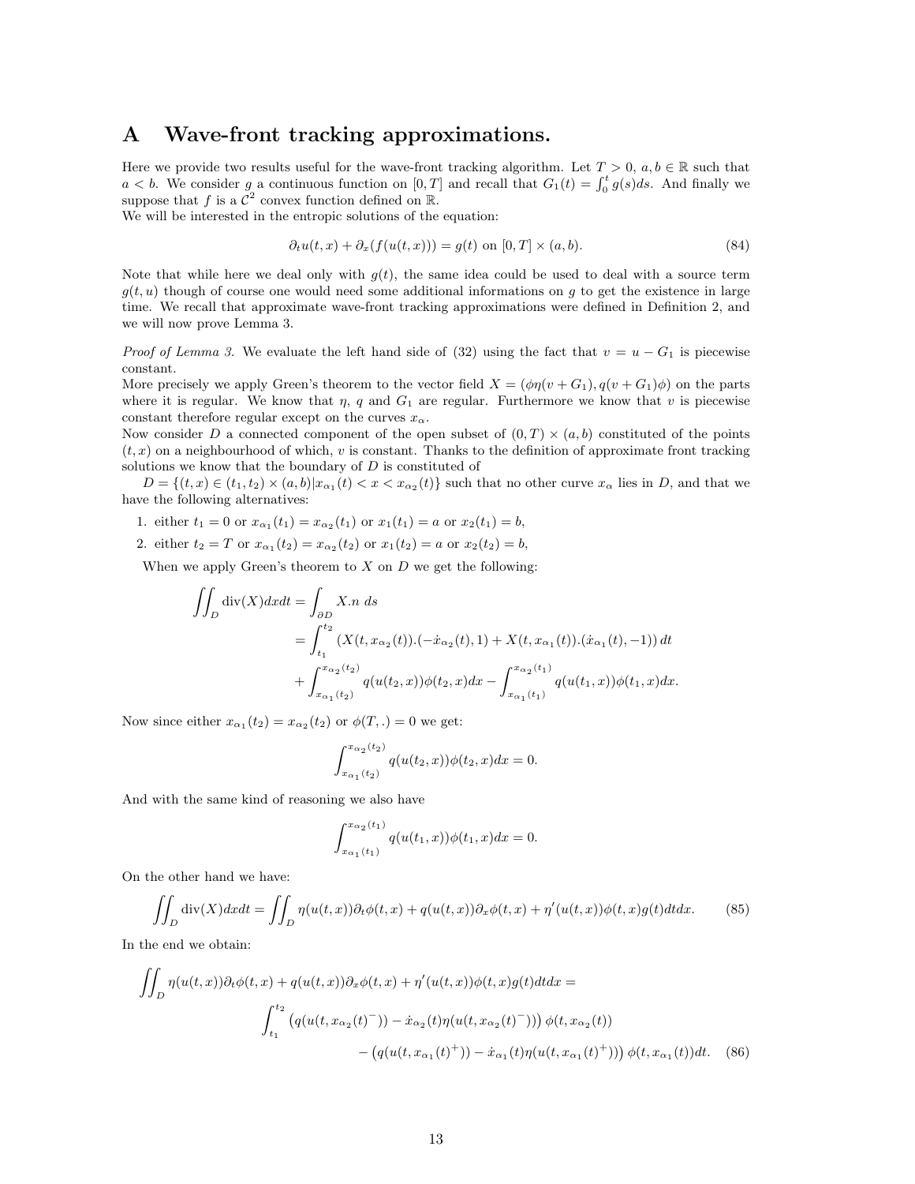# A Wave-front tracking approximations.

Here we provide two results useful for the wave-front tracking algorithm. Let $T > 0$, $a, b \in \mathbb{R}$ such that $a < b$. We consider $g$ a continuous function on $[0, T]$ and recall that $G_1(t) = \int_0^t g(s)ds$. And finally we suppose that $f$ is a $\mathcal{C}^2$ convex function defined on $\mathbb{R}$.
We will be interested in the entropic solutions of the equation:

$$\partial_t u(t,x) + \partial_x(f(u(t,x))) = g(t) \text{ on } [0,T] \times (a,b). \tag{84}$$

Note that while here we deal only with $g(t)$, the same idea could be used to deal with a source term $g(t, u)$ though of course one would need some additional informations on $g$ to get the existence in large time. We recall that approximate wave-front tracking approximations were defined in Definition 2, and we will now prove Lemma 3.

*Proof of Lemma 3.* We evaluate the left hand side of (32) using the fact that $v = u - G_1$ is piecewise constant.
More precisely we apply Green's theorem to the vector field $X = (\phi\eta(v + G_1), q(v + G_1)\phi)$ on the parts where it is regular. We know that $\eta$, $q$ and $G_1$ are regular. Furthermore we know that $v$ is piecewise constant therefore regular except on the curves $x_\alpha$.
Now consider $D$ a connected component of the open subset of $(0, T) \times (a, b)$ constituted of the points $(t, x)$ on a neighbourhood of which, $v$ is constant. Thanks to the definition of approximate front tracking solutions we know that the boundary of $D$ is constituted of

$D = \{(t, x) \in (t_1, t_2) \times (a, b) | x_{\alpha_1}(t) < x < x_{\alpha_2}(t)\}$ such that no other curve $x_\alpha$ lies in $D$, and that we have the following alternatives:

1. either $t_1 = 0$ or $x_{\alpha_1}(t_1) = x_{\alpha_2}(t_1)$ or $x_1(t_1) = a$ or $x_2(t_1) = b$,
2. either $t_2 = T$ or $x_{\alpha_1}(t_2) = x_{\alpha_2}(t_2)$ or $x_1(t_2) = a$ or $x_2(t_2) = b$,

When we apply Green's theorem to $X$ on $D$ we get the following:

$$\begin{aligned}
\iint_D \operatorname{div}(X) dx dt &= \int_{\partial D} X.n \ ds \\
&= \int_{t_1}^{t_2} \left( X(t, x_{\alpha_2}(t)).(-\dot{x}_{\alpha_2}(t), 1) + X(t, x_{\alpha_1}(t)).(\dot{x}_{\alpha_1}(t), -1) \right) dt \\
&\quad + \int_{x_{\alpha_1}(t_2)}^{x_{\alpha_2}(t_2)} q(u(t_2, x))\phi(t_2, x) dx - \int_{x_{\alpha_1}(t_1)}^{x_{\alpha_2}(t_1)} q(u(t_1, x))\phi(t_1, x) dx.
\end{aligned}$$

Now since either $x_{\alpha_1}(t_2) = x_{\alpha_2}(t_2)$ or $\phi(T, .) = 0$ we get:

$$\int_{x_{\alpha_1}(t_2)}^{x_{\alpha_2}(t_2)} q(u(t_2, x))\phi(t_2, x) dx = 0.$$

And with the same kind of reasoning we also have

$$\int_{x_{\alpha_1}(t_1)}^{x_{\alpha_2}(t_1)} q(u(t_1, x))\phi(t_1, x) dx = 0.$$

On the other hand we have:

$$\iint_D \operatorname{div}(X) dx dt = \iint_D \eta(u(t,x))\partial_t\phi(t,x) + q(u(t,x))\partial_x\phi(t,x) + \eta'(u(t,x))\phi(t,x)g(t) dt dx. \tag{85}$$

In the end we obtain:

$$\begin{aligned}
\iint_D \eta(u(t,x))\partial_t\phi(t,x) + q(u(t,x))\partial_x\phi(t,x) + \eta'(u(t,x))\phi(t,x)g(t) dt dx = \\
\int_{t_1}^{t_2} \left( q(u(t, x_{\alpha_2}(t)^-)) - \dot{x}_{\alpha_2}(t)\eta(u(t, x_{\alpha_2}(t)^-)) \right) \phi(t, x_{\alpha_2}(t)) \\
- \left( q(u(t, x_{\alpha_1}(t)^+)) - \dot{x}_{\alpha_1}(t)\eta(u(t, x_{\alpha_1}(t)^+)) \right) \phi(t, x_{\alpha_1}(t)) dt.
\end{aligned} \tag{86}$$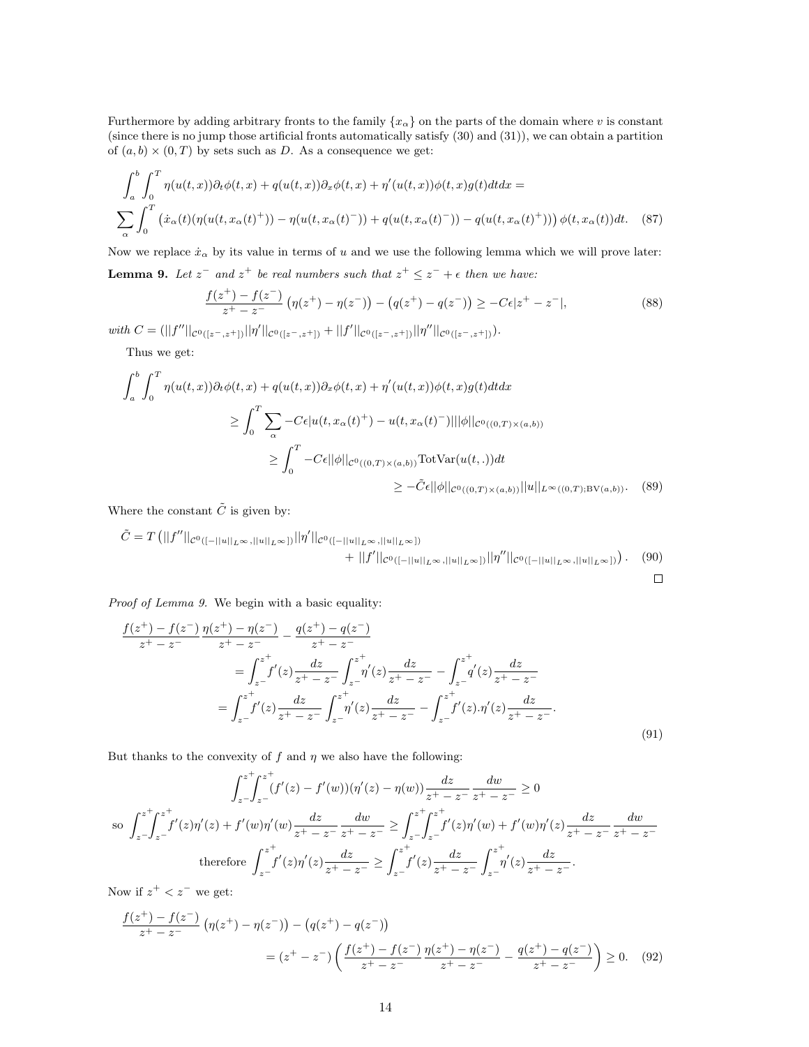Furthermore by adding arbitrary fronts to the family $\{x_\alpha\}$ on the parts of the domain where $v$ is constant (since there is no jump those artificial fronts automatically satisfy (30) and (31)), we can obtain a partition of $(a,b)\times(0,T)$ by sets such as $D$. As a consequence we get:

$$\int_a^b\int_0^T \eta(u(t,x))\partial_t\phi(t,x) + q(u(t,x))\partial_x\phi(t,x) + \eta'(u(t,x))\phi(t,x)g(t)dtdx =$$
$$\sum_\alpha \int_0^T \left(\dot{x}_\alpha(t)(\eta(u(t,x_\alpha(t)^+)) - \eta(u(t,x_\alpha(t)^-)) + q(u(t,x_\alpha(t)^-)) - q(u(t,x_\alpha(t)^+))\right)\phi(t,x_\alpha(t))dt. \quad (87)$$

Now we replace $\dot{x}_\alpha$ by its value in terms of $u$ and we use the following lemma which we will prove later:

**Lemma 9.** *Let $z^-$ and $z^+$ be real numbers such that $z^+ \leq z^- + \epsilon$ then we have:*

$$\frac{f(z^+) - f(z^-)}{z^+ - z^-}\left(\eta(z^+) - \eta(z^-)\right) - \left(q(z^+) - q(z^-)\right) \geq -C\epsilon|z^+ - z^-|, \quad (88)$$

*with* $C = (||f''||_{\mathcal{C}^0([z^-,z^+])}||\eta'||_{\mathcal{C}^0([z^-,z^+])} + ||f'||_{\mathcal{C}^0([z^-,z^+])}||\eta''||_{\mathcal{C}^0([z^-,z^+])})$.

Thus we get:

$$\int_a^b\int_0^T \eta(u(t,x))\partial_t\phi(t,x) + q(u(t,x))\partial_x\phi(t,x) + \eta'(u(t,x))\phi(t,x)g(t)dtdx$$
$$\geq \int_0^T \sum_\alpha -C\epsilon|u(t,x_\alpha(t)^+) - u(t,x_\alpha(t)^-)|||\phi||_{\mathcal{C}^0((0,T)\times(a,b))}$$
$$\geq \int_0^T -C\epsilon||\phi||_{\mathcal{C}^0((0,T)\times(a,b))}\mathrm{TotVar}(u(t,.))dt$$
$$\geq -\tilde{C}\epsilon||\phi||_{\mathcal{C}^0((0,T)\times(a,b))}||u||_{L^\infty((0,T);\mathrm{BV}(a,b))}. \quad (89)$$

Where the constant $\tilde{C}$ is given by:

$$\tilde{C} = T\left(||f''||_{\mathcal{C}^0([-||u||_{L^\infty},||u||_{L^\infty}])}||\eta'||_{\mathcal{C}^0([-||u||_{L^\infty},||u||_{L^\infty}])} + ||f'||_{\mathcal{C}^0([-||u||_{L^\infty},||u||_{L^\infty}])}||\eta''||_{\mathcal{C}^0([-||u||_{L^\infty},||u||_{L^\infty}])}\right). \quad (90)$$

□

*Proof of Lemma 9.* We begin with a basic equality:

$$\frac{f(z^+) - f(z^-)}{z^+ - z^-}\frac{\eta(z^+) - \eta(z^-)}{z^+ - z^-} - \frac{q(z^+) - q(z^-)}{z^+ - z^-}$$
$$= \int_{z^-}^{z^+} f'(z)\frac{dz}{z^+ - z^-}\int_{z^-}^{z^+}\eta'(z)\frac{dz}{z^+ - z^-} - \int_{z^-}^{z^+} q'(z)\frac{dz}{z^+ - z^-}$$
$$= \int_{z^-}^{z^+} f'(z)\frac{dz}{z^+ - z^-}\int_{z^-}^{z^+}\eta'(z)\frac{dz}{z^+ - z^-} - \int_{z^-}^{z^+} f'(z).\eta'(z)\frac{dz}{z^+ - z^-}. \quad (91)$$

But thanks to the convexity of $f$ and $\eta$ we also have the following:

$$\int_{z^-}^{z^+}\int_{z^-}^{z^+}(f'(z) - f'(w))(\eta'(z) - \eta(w))\frac{dz}{z^+ - z^-}\frac{dw}{z^+ - z^-} \geq 0$$
$$\text{so } \int_{z^-}^{z^+}\int_{z^-}^{z^+} f'(z)\eta'(z) + f'(w)\eta'(w)\frac{dz}{z^+ - z^-}\frac{dw}{z^+ - z^-} \geq \int_{z^-}^{z^+}\int_{z^-}^{z^+} f'(z)\eta'(w) + f'(w)\eta'(z)\frac{dz}{z^+ - z^-}\frac{dw}{z^+ - z^-}$$
$$\text{therefore } \int_{z^-}^{z^+} f'(z)\eta'(z)\frac{dz}{z^+ - z^-} \geq \int_{z^-}^{z^+} f'(z)\frac{dz}{z^+ - z^-}\int_{z^-}^{z^+}\eta'(z)\frac{dz}{z^+ - z^-}.$$

Now if $z^+ < z^-$ we get:

$$\frac{f(z^+) - f(z^-)}{z^+ - z^-}\left(\eta(z^+) - \eta(z^-)\right) - \left(q(z^+) - q(z^-)\right)$$
$$= (z^+ - z^-)\left(\frac{f(z^+) - f(z^-)}{z^+ - z^-}\frac{\eta(z^+) - \eta(z^-)}{z^+ - z^-} - \frac{q(z^+) - q(z^-)}{z^+ - z^-}\right) \geq 0. \quad (92)$$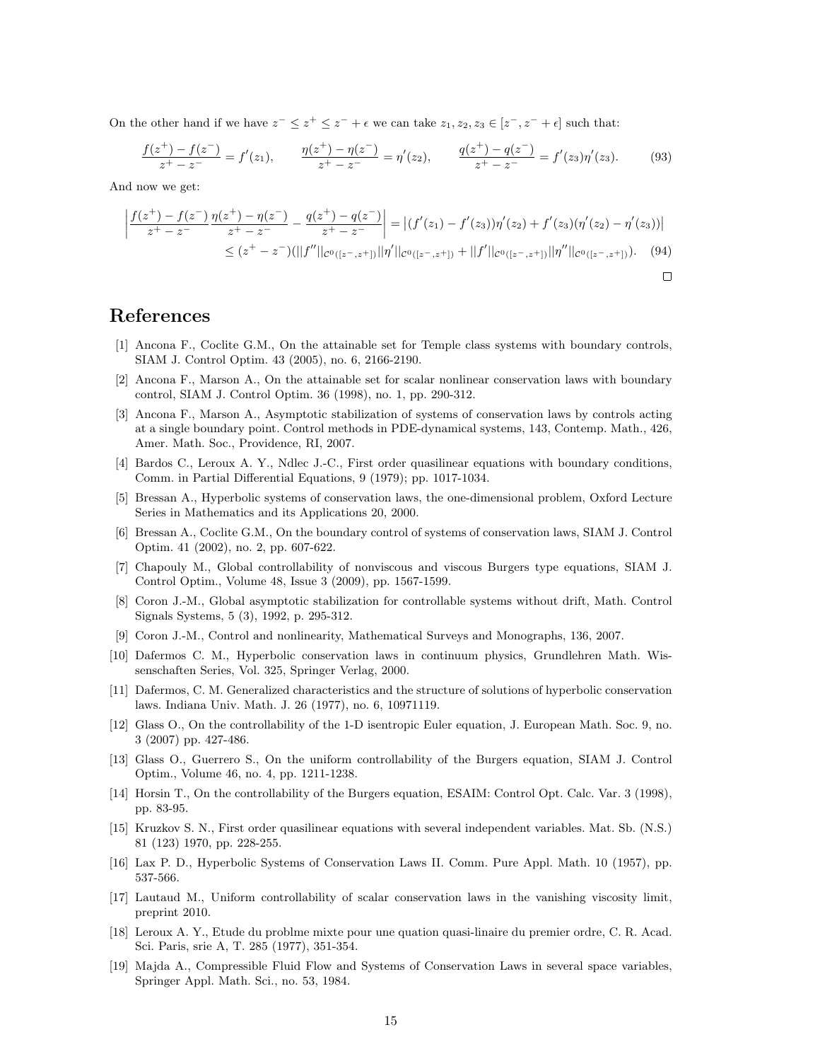On the other hand if we have $z^- \leq z^+ \leq z^- + \epsilon$ we can take $z_1, z_2, z_3 \in [z^-, z^- + \epsilon]$ such that:

$$\frac{f(z^+) - f(z^-)}{z^+ - z^-} = f'(z_1), \qquad \frac{\eta(z^+) - \eta(z^-)}{z^+ - z^-} = \eta'(z_2), \qquad \frac{q(z^+) - q(z^-)}{z^+ - z^-} = f'(z_3)\eta'(z_3). \tag{93}$$

And now we get:

$$\begin{aligned}\left|\frac{f(z^+) - f(z^-)}{z^+ - z^-}\frac{\eta(z^+) - \eta(z^-)}{z^+ - z^-} - \frac{q(z^+) - q(z^-)}{z^+ - z^-}\right| &= \left|(f'(z_1) - f'(z_3))\eta'(z_2) + f'(z_3)(\eta'(z_2) - \eta'(z_3))\right| \\ &\leq (z^+ - z^-)(||f''||_{\mathcal{C}^0([z^-,z^+])}||\eta'||_{\mathcal{C}^0([z^-,z^+])} + ||f'||_{\mathcal{C}^0([z^-,z^+])}||\eta''||_{\mathcal{C}^0([z^-,z^+])}). \end{aligned} \tag{94}$$

□

# References

[1] Ancona F., Coclite G.M., On the attainable set for Temple class systems with boundary controls, SIAM J. Control Optim. 43 (2005), no. 6, 2166-2190.

[2] Ancona F., Marson A., On the attainable set for scalar nonlinear conservation laws with boundary control, SIAM J. Control Optim. 36 (1998), no. 1, pp. 290-312.

[3] Ancona F., Marson A., Asymptotic stabilization of systems of conservation laws by controls acting at a single boundary point. Control methods in PDE-dynamical systems, 143, Contemp. Math., 426, Amer. Math. Soc., Providence, RI, 2007.

[4] Bardos C., Leroux A. Y., Ndlec J.-C., First order quasilinear equations with boundary conditions, Comm. in Partial Differential Equations, 9 (1979); pp. 1017-1034.

[5] Bressan A., Hyperbolic systems of conservation laws, the one-dimensional problem, Oxford Lecture Series in Mathematics and its Applications 20, 2000.

[6] Bressan A., Coclite G.M., On the boundary control of systems of conservation laws, SIAM J. Control Optim. 41 (2002), no. 2, pp. 607-622.

[7] Chapouly M., Global controllability of nonviscous and viscous Burgers type equations, SIAM J. Control Optim., Volume 48, Issue 3 (2009), pp. 1567-1599.

[8] Coron J.-M., Global asymptotic stabilization for controllable systems without drift, Math. Control Signals Systems, 5 (3), 1992, p. 295-312.

[9] Coron J.-M., Control and nonlinearity, Mathematical Surveys and Monographs, 136, 2007.

[10] Dafermos C. M., Hyperbolic conservation laws in continuum physics, Grundlehren Math. Wissenschaften Series, Vol. 325, Springer Verlag, 2000.

[11] Dafermos, C. M. Generalized characteristics and the structure of solutions of hyperbolic conservation laws. Indiana Univ. Math. J. 26 (1977), no. 6, 10971119.

[12] Glass O., On the controllability of the 1-D isentropic Euler equation, J. European Math. Soc. 9, no. 3 (2007) pp. 427-486.

[13] Glass O., Guerrero S., On the uniform controllability of the Burgers equation, SIAM J. Control Optim., Volume 46, no. 4, pp. 1211-1238.

[14] Horsin T., On the controllability of the Burgers equation, ESAIM: Control Opt. Calc. Var. 3 (1998), pp. 83-95.

[15] Kruzkov S. N., First order quasilinear equations with several independent variables. Mat. Sb. (N.S.) 81 (123) 1970, pp. 228-255.

[16] Lax P. D., Hyperbolic Systems of Conservation Laws II. Comm. Pure Appl. Math. 10 (1957), pp. 537-566.

[17] Lautaud M., Uniform controllability of scalar conservation laws in the vanishing viscosity limit, preprint 2010.

[18] Leroux A. Y., Etude du problme mixte pour une quation quasi-linaire du premier ordre, C. R. Acad. Sci. Paris, srie A, T. 285 (1977), 351-354.

[19] Majda A., Compressible Fluid Flow and Systems of Conservation Laws in several space variables, Springer Appl. Math. Sci., no. 53, 1984.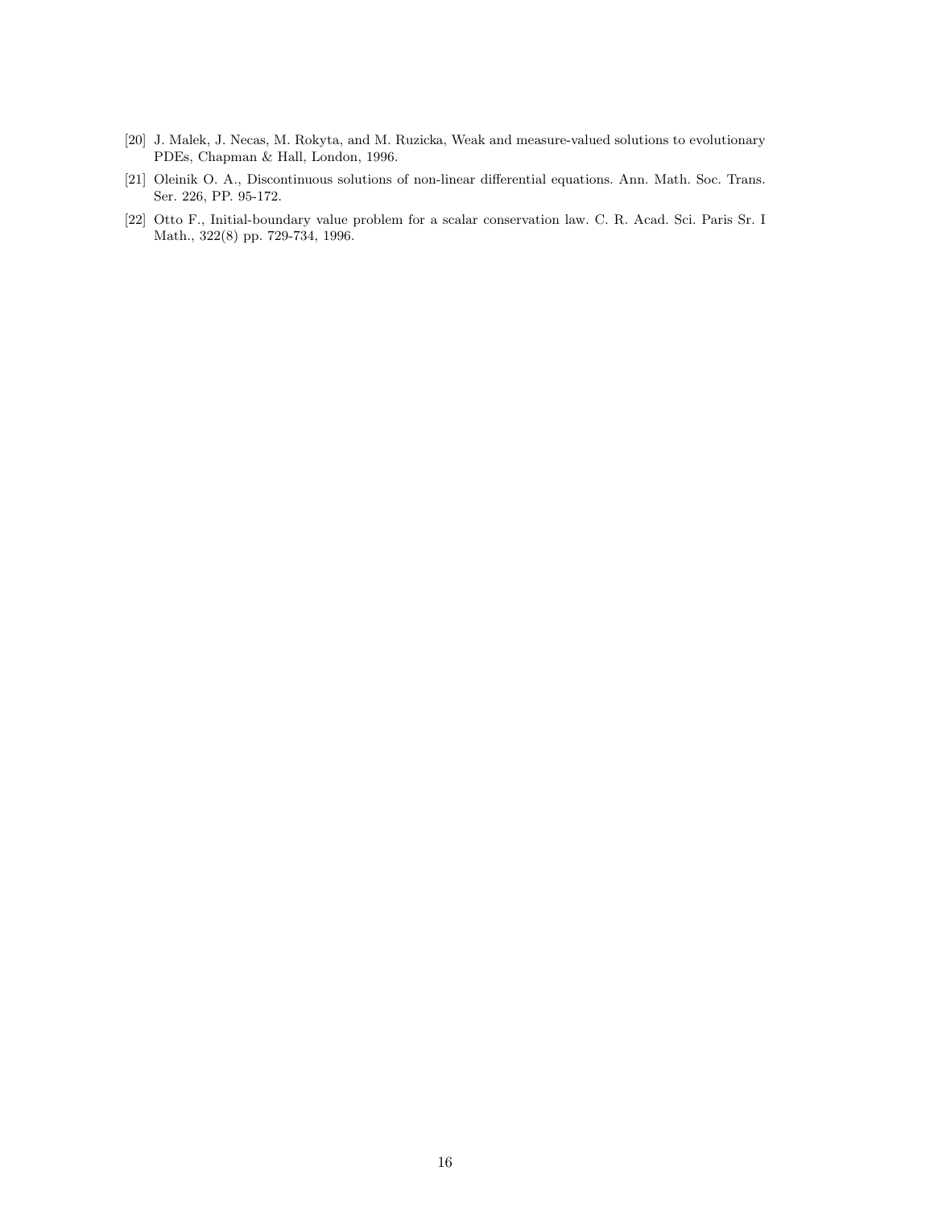[20] J. Malek, J. Necas, M. Rokyta, and M. Ruzicka, Weak and measure-valued solutions to evolutionary PDEs, Chapman & Hall, London, 1996.

[21] Oleinik O. A., Discontinuous solutions of non-linear differential equations. Ann. Math. Soc. Trans. Ser. 226, PP. 95-172.

[22] Otto F., Initial-boundary value problem for a scalar conservation law. C. R. Acad. Sci. Paris Sr. I Math., 322(8) pp. 729-734, 1996.